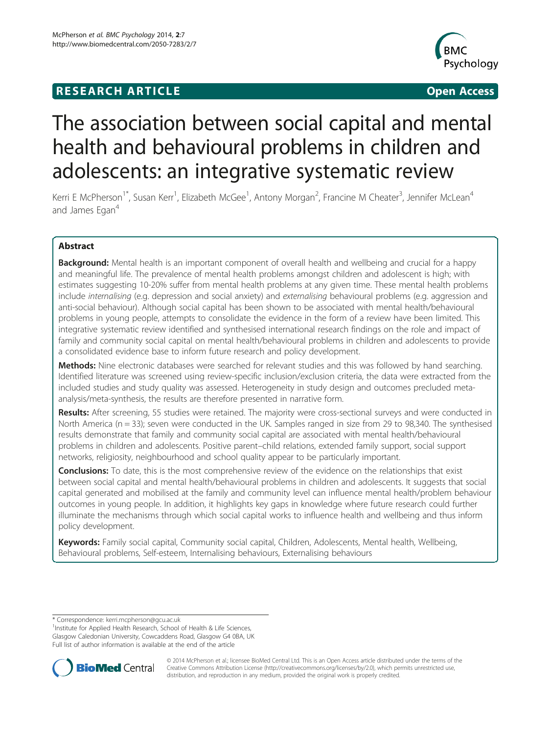**RESEARCH ARTICLE** **Open Access**

# The association between social capital and mental health and behavioural problems in children and adolescents: an integrative systematic review

Kerri E McPherson[1*], Susan Kerr[1], Elizabeth McGee[1], Antony Morgan[2], Francine M Cheater[3], Jennifer McLean[4] and James Egan[4]

## Abstract

**Background:** Mental health is an important component of overall health and wellbeing and crucial for a happy and meaningful life. The prevalence of mental health problems amongst children and adolescent is high; with estimates suggesting 10-20% suffer from mental health problems at any given time. These mental health problems include *internalising* (e.g. depression and social anxiety) and *externalising* behavioural problems (e.g. aggression and anti-social behaviour). Although social capital has been shown to be associated with mental health/behavioural problems in young people, attempts to consolidate the evidence in the form of a review have been limited. This integrative systematic review identified and synthesised international research findings on the role and impact of family and community social capital on mental health/behavioural problems in children and adolescents to provide a consolidated evidence base to inform future research and policy development.

**Methods:** Nine electronic databases were searched for relevant studies and this was followed by hand searching. Identified literature was screened using review-specific inclusion/exclusion criteria, the data were extracted from the included studies and study quality was assessed. Heterogeneity in study design and outcomes precluded meta-analysis/meta-synthesis, the results are therefore presented in narrative form.

**Results:** After screening, 55 studies were retained. The majority were cross-sectional surveys and were conducted in North America (n = 33); seven were conducted in the UK. Samples ranged in size from 29 to 98,340. The synthesised results demonstrate that family and community social capital are associated with mental health/behavioural problems in children and adolescents. Positive parent–child relations, extended family support, social support networks, religiosity, neighbourhood and school quality appear to be particularly important.

**Conclusions:** To date, this is the most comprehensive review of the evidence on the relationships that exist between social capital and mental health/behavioural problems in children and adolescents. It suggests that social capital generated and mobilised at the family and community level can influence mental health/problem behaviour outcomes in young people. In addition, it highlights key gaps in knowledge where future research could further illuminate the mechanisms through which social capital works to influence health and wellbeing and thus inform policy development.

**Keywords:** Family social capital, Community social capital, Children, Adolescents, Mental health, Wellbeing, Behavioural problems, Self-esteem, Internalising behaviours, Externalising behaviours

---

\* Correspondence: kerri.mcpherson@gcu.ac.uk
[1]Institute for Applied Health Research, School of Health & Life Sciences, Glasgow Caledonian University, Cowcaddens Road, Glasgow G4 0BA, UK
Full list of author information is available at the end of the article

© 2014 McPherson et al.; licensee BioMed Central Ltd. This is an Open Access article distributed under the terms of the Creative Commons Attribution License (http://creativecommons.org/licenses/by/2.0), which permits unrestricted use, distribution, and reproduction in any medium, provided the original work is properly credited.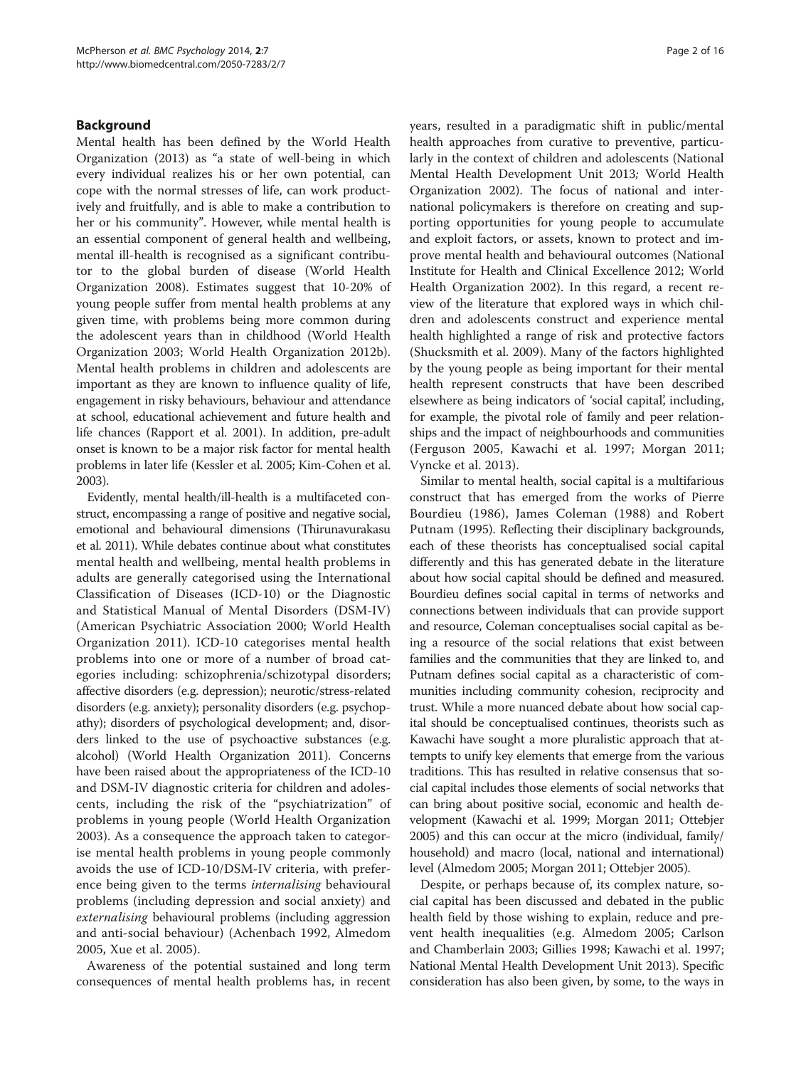## Background

Mental health has been defined by the World Health Organization (2013) as "a state of well-being in which every individual realizes his or her own potential, can cope with the normal stresses of life, can work productively and fruitfully, and is able to make a contribution to her or his community". However, while mental health is an essential component of general health and wellbeing, mental ill-health is recognised as a significant contributor to the global burden of disease (World Health Organization 2008). Estimates suggest that 10-20% of young people suffer from mental health problems at any given time, with problems being more common during the adolescent years than in childhood (World Health Organization 2003; World Health Organization 2012b). Mental health problems in children and adolescents are important as they are known to influence quality of life, engagement in risky behaviours, behaviour and attendance at school, educational achievement and future health and life chances (Rapport et al. 2001). In addition, pre-adult onset is known to be a major risk factor for mental health problems in later life (Kessler et al. 2005; Kim-Cohen et al. 2003).

Evidently, mental health/ill-health is a multifaceted construct, encompassing a range of positive and negative social, emotional and behavioural dimensions (Thirunavurakasu et al. 2011). While debates continue about what constitutes mental health and wellbeing, mental health problems in adults are generally categorised using the International Classification of Diseases (ICD-10) or the Diagnostic and Statistical Manual of Mental Disorders (DSM-IV) (American Psychiatric Association 2000; World Health Organization 2011). ICD-10 categorises mental health problems into one or more of a number of broad categories including: schizophrenia/schizotypal disorders; affective disorders (e.g. depression); neurotic/stress-related disorders (e.g. anxiety); personality disorders (e.g. psychopathy); disorders of psychological development; and, disorders linked to the use of psychoactive substances (e.g. alcohol) (World Health Organization 2011). Concerns have been raised about the appropriateness of the ICD-10 and DSM-IV diagnostic criteria for children and adolescents, including the risk of the "psychiatrization" of problems in young people (World Health Organization 2003). As a consequence the approach taken to categorise mental health problems in young people commonly avoids the use of ICD-10/DSM-IV criteria, with preference being given to the terms *internalising* behavioural problems (including depression and social anxiety) and *externalising* behavioural problems (including aggression and anti-social behaviour) (Achenbach 1992, Almedom 2005, Xue et al. 2005).

Awareness of the potential sustained and long term consequences of mental health problems has, in recent years, resulted in a paradigmatic shift in public/mental health approaches from curative to preventive, particularly in the context of children and adolescents (National Mental Health Development Unit 2013; World Health Organization 2002). The focus of national and international policymakers is therefore on creating and supporting opportunities for young people to accumulate and exploit factors, or assets, known to protect and improve mental health and behavioural outcomes (National Institute for Health and Clinical Excellence 2012; World Health Organization 2002). In this regard, a recent review of the literature that explored ways in which children and adolescents construct and experience mental health highlighted a range of risk and protective factors (Shucksmith et al. 2009). Many of the factors highlighted by the young people as being important for their mental health represent constructs that have been described elsewhere as being indicators of 'social capital', including, for example, the pivotal role of family and peer relationships and the impact of neighbourhoods and communities (Ferguson 2005, Kawachi et al. 1997; Morgan 2011; Vyncke et al. 2013).

Similar to mental health, social capital is a multifarious construct that has emerged from the works of Pierre Bourdieu (1986), James Coleman (1988) and Robert Putnam (1995). Reflecting their disciplinary backgrounds, each of these theorists has conceptualised social capital differently and this has generated debate in the literature about how social capital should be defined and measured. Bourdieu defines social capital in terms of networks and connections between individuals that can provide support and resource, Coleman conceptualises social capital as being a resource of the social relations that exist between families and the communities that they are linked to, and Putnam defines social capital as a characteristic of communities including community cohesion, reciprocity and trust. While a more nuanced debate about how social capital should be conceptualised continues, theorists such as Kawachi have sought a more pluralistic approach that attempts to unify key elements that emerge from the various traditions. This has resulted in relative consensus that social capital includes those elements of social networks that can bring about positive social, economic and health development (Kawachi et al. 1999; Morgan 2011; Ottebjer 2005) and this can occur at the micro (individual, family/household) and macro (local, national and international) level (Almedom 2005; Morgan 2011; Ottebjer 2005).

Despite, or perhaps because of, its complex nature, social capital has been discussed and debated in the public health field by those wishing to explain, reduce and prevent health inequalities (e.g. Almedom 2005; Carlson and Chamberlain 2003; Gillies 1998; Kawachi et al. 1997; National Mental Health Development Unit 2013). Specific consideration has also been given, by some, to the ways in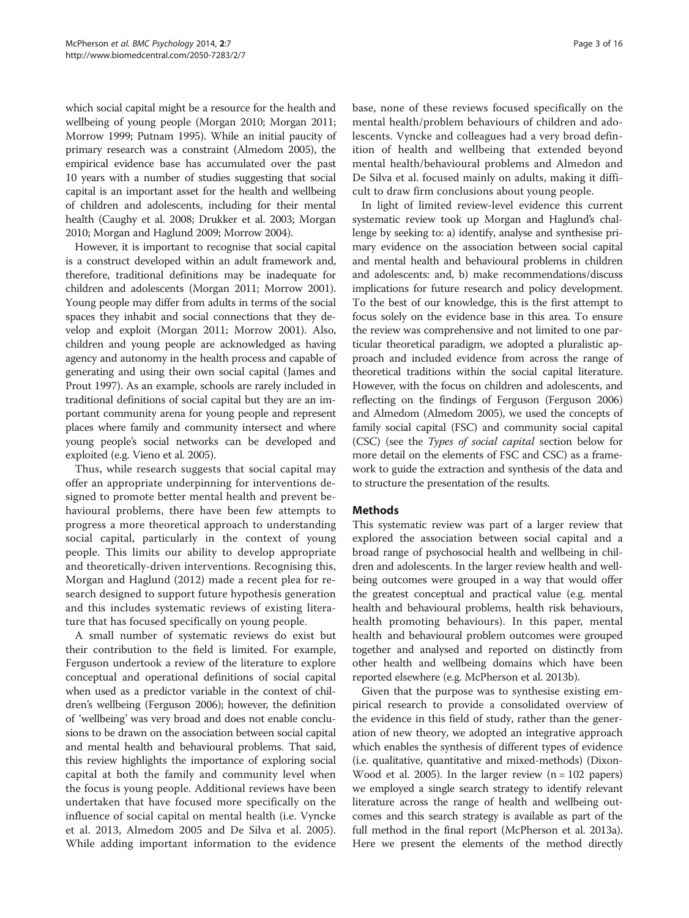which social capital might be a resource for the health and wellbeing of young people (Morgan 2010; Morgan 2011; Morrow 1999; Putnam 1995). While an initial paucity of primary research was a constraint (Almedom 2005), the empirical evidence base has accumulated over the past 10 years with a number of studies suggesting that social capital is an important asset for the health and wellbeing of children and adolescents, including for their mental health (Caughy et al. 2008; Drukker et al. 2003; Morgan 2010; Morgan and Haglund 2009; Morrow 2004).

However, it is important to recognise that social capital is a construct developed within an adult framework and, therefore, traditional definitions may be inadequate for children and adolescents (Morgan 2011; Morrow 2001). Young people may differ from adults in terms of the social spaces they inhabit and social connections that they develop and exploit (Morgan 2011; Morrow 2001). Also, children and young people are acknowledged as having agency and autonomy in the health process and capable of generating and using their own social capital (James and Prout 1997). As an example, schools are rarely included in traditional definitions of social capital but they are an important community arena for young people and represent places where family and community intersect and where young people's social networks can be developed and exploited (e.g. Vieno et al. 2005).

Thus, while research suggests that social capital may offer an appropriate underpinning for interventions designed to promote better mental health and prevent behavioural problems, there have been few attempts to progress a more theoretical approach to understanding social capital, particularly in the context of young people. This limits our ability to develop appropriate and theoretically-driven interventions. Recognising this, Morgan and Haglund (2012) made a recent plea for research designed to support future hypothesis generation and this includes systematic reviews of existing literature that has focused specifically on young people.

A small number of systematic reviews do exist but their contribution to the field is limited. For example, Ferguson undertook a review of the literature to explore conceptual and operational definitions of social capital when used as a predictor variable in the context of children's wellbeing (Ferguson 2006); however, the definition of 'wellbeing' was very broad and does not enable conclusions to be drawn on the association between social capital and mental health and behavioural problems. That said, this review highlights the importance of exploring social capital at both the family and community level when the focus is young people. Additional reviews have been undertaken that have focused more specifically on the influence of social capital on mental health (i.e. Vyncke et al. 2013, Almedom 2005 and De Silva et al. 2005). While adding important information to the evidence base, none of these reviews focused specifically on the mental health/problem behaviours of children and adolescents. Vyncke and colleagues had a very broad definition of health and wellbeing that extended beyond mental health/behavioural problems and Almedon and De Silva et al. focused mainly on adults, making it difficult to draw firm conclusions about young people.

In light of limited review-level evidence this current systematic review took up Morgan and Haglund's challenge by seeking to: a) identify, analyse and synthesise primary evidence on the association between social capital and mental health and behavioural problems in children and adolescents: and, b) make recommendations/discuss implications for future research and policy development. To the best of our knowledge, this is the first attempt to focus solely on the evidence base in this area. To ensure the review was comprehensive and not limited to one particular theoretical paradigm, we adopted a pluralistic approach and included evidence from across the range of theoretical traditions within the social capital literature. However, with the focus on children and adolescents, and reflecting on the findings of Ferguson (Ferguson 2006) and Almedom (Almedom 2005), we used the concepts of family social capital (FSC) and community social capital (CSC) (see the *Types of social capital* section below for more detail on the elements of FSC and CSC) as a framework to guide the extraction and synthesis of the data and to structure the presentation of the results.

## Methods

This systematic review was part of a larger review that explored the association between social capital and a broad range of psychosocial health and wellbeing in children and adolescents. In the larger review health and wellbeing outcomes were grouped in a way that would offer the greatest conceptual and practical value (e.g. mental health and behavioural problems, health risk behaviours, health promoting behaviours). In this paper, mental health and behavioural problem outcomes were grouped together and analysed and reported on distinctly from other health and wellbeing domains which have been reported elsewhere (e.g. McPherson et al. 2013b).

Given that the purpose was to synthesise existing empirical research to provide a consolidated overview of the evidence in this field of study, rather than the generation of new theory, we adopted an integrative approach which enables the synthesis of different types of evidence (i.e. qualitative, quantitative and mixed-methods) (Dixon-Wood et al. 2005). In the larger review (n = 102 papers) we employed a single search strategy to identify relevant literature across the range of health and wellbeing outcomes and this search strategy is available as part of the full method in the final report (McPherson et al. 2013a). Here we present the elements of the method directly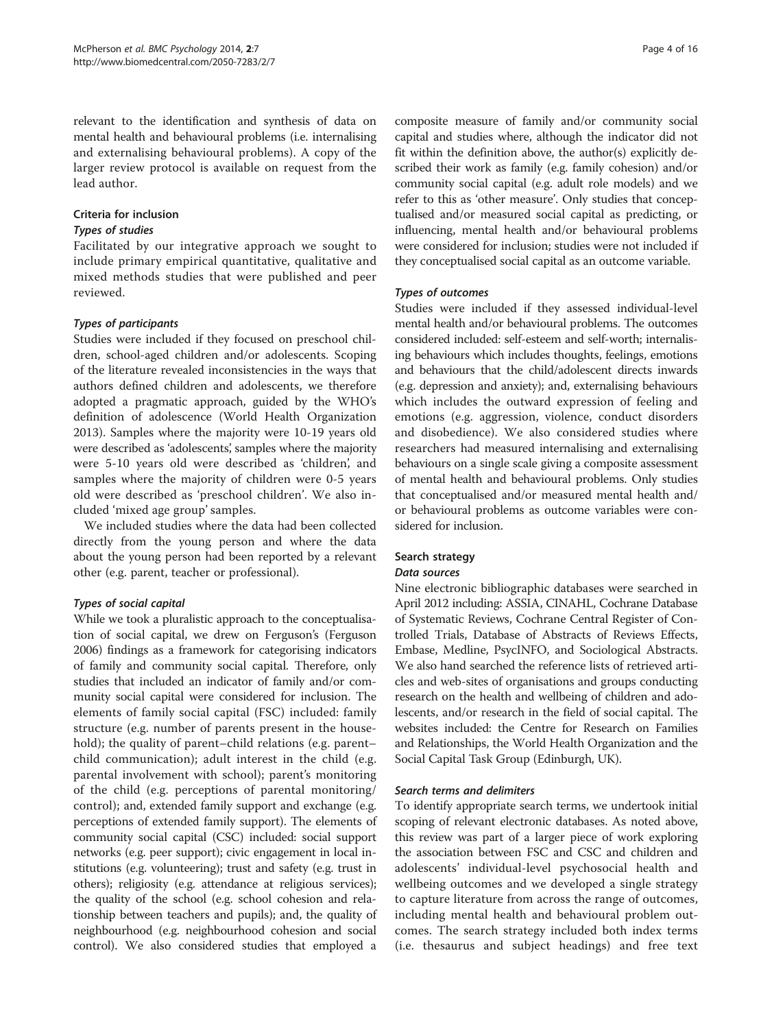relevant to the identification and synthesis of data on mental health and behavioural problems (i.e. internalising and externalising behavioural problems). A copy of the larger review protocol is available on request from the lead author.

### Criteria for inclusion

#### *Types of studies*

Facilitated by our integrative approach we sought to include primary empirical quantitative, qualitative and mixed methods studies that were published and peer reviewed.

#### *Types of participants*

Studies were included if they focused on preschool children, school-aged children and/or adolescents. Scoping of the literature revealed inconsistencies in the ways that authors defined children and adolescents, we therefore adopted a pragmatic approach, guided by the WHO's definition of adolescence (World Health Organization 2013). Samples where the majority were 10-19 years old were described as 'adolescents', samples where the majority were 5-10 years old were described as 'children', and samples where the majority of children were 0-5 years old were described as 'preschool children'. We also included 'mixed age group' samples.

We included studies where the data had been collected directly from the young person and where the data about the young person had been reported by a relevant other (e.g. parent, teacher or professional).

#### *Types of social capital*

While we took a pluralistic approach to the conceptualisation of social capital, we drew on Ferguson's (Ferguson 2006) findings as a framework for categorising indicators of family and community social capital. Therefore, only studies that included an indicator of family and/or community social capital were considered for inclusion. The elements of family social capital (FSC) included: family structure (e.g. number of parents present in the household); the quality of parent–child relations (e.g. parent–child communication); adult interest in the child (e.g. parental involvement with school); parent's monitoring of the child (e.g. perceptions of parental monitoring/control); and, extended family support and exchange (e.g. perceptions of extended family support). The elements of community social capital (CSC) included: social support networks (e.g. peer support); civic engagement in local institutions (e.g. volunteering); trust and safety (e.g. trust in others); religiosity (e.g. attendance at religious services); the quality of the school (e.g. school cohesion and relationship between teachers and pupils); and, the quality of neighbourhood (e.g. neighbourhood cohesion and social control). We also considered studies that employed a composite measure of family and/or community social capital and studies where, although the indicator did not fit within the definition above, the author(s) explicitly described their work as family (e.g. family cohesion) and/or community social capital (e.g. adult role models) and we refer to this as 'other measure'. Only studies that conceptualised and/or measured social capital as predicting, or influencing, mental health and/or behavioural problems were considered for inclusion; studies were not included if they conceptualised social capital as an outcome variable.

#### *Types of outcomes*

Studies were included if they assessed individual-level mental health and/or behavioural problems. The outcomes considered included: self-esteem and self-worth; internalising behaviours which includes thoughts, feelings, emotions and behaviours that the child/adolescent directs inwards (e.g. depression and anxiety); and, externalising behaviours which includes the outward expression of feeling and emotions (e.g. aggression, violence, conduct disorders and disobedience). We also considered studies where researchers had measured internalising and externalising behaviours on a single scale giving a composite assessment of mental health and behavioural problems. Only studies that conceptualised and/or measured mental health and/or behavioural problems as outcome variables were considered for inclusion.

### Search strategy

#### *Data sources*

Nine electronic bibliographic databases were searched in April 2012 including: ASSIA, CINAHL, Cochrane Database of Systematic Reviews, Cochrane Central Register of Controlled Trials, Database of Abstracts of Reviews Effects, Embase, Medline, PsycINFO, and Sociological Abstracts. We also hand searched the reference lists of retrieved articles and web-sites of organisations and groups conducting research on the health and wellbeing of children and adolescents, and/or research in the field of social capital. The websites included: the Centre for Research on Families and Relationships, the World Health Organization and the Social Capital Task Group (Edinburgh, UK).

#### *Search terms and delimiters*

To identify appropriate search terms, we undertook initial scoping of relevant electronic databases. As noted above, this review was part of a larger piece of work exploring the association between FSC and CSC and children and adolescents' individual-level psychosocial health and wellbeing outcomes and we developed a single strategy to capture literature from across the range of outcomes, including mental health and behavioural problem outcomes. The search strategy included both index terms (i.e. thesaurus and subject headings) and free text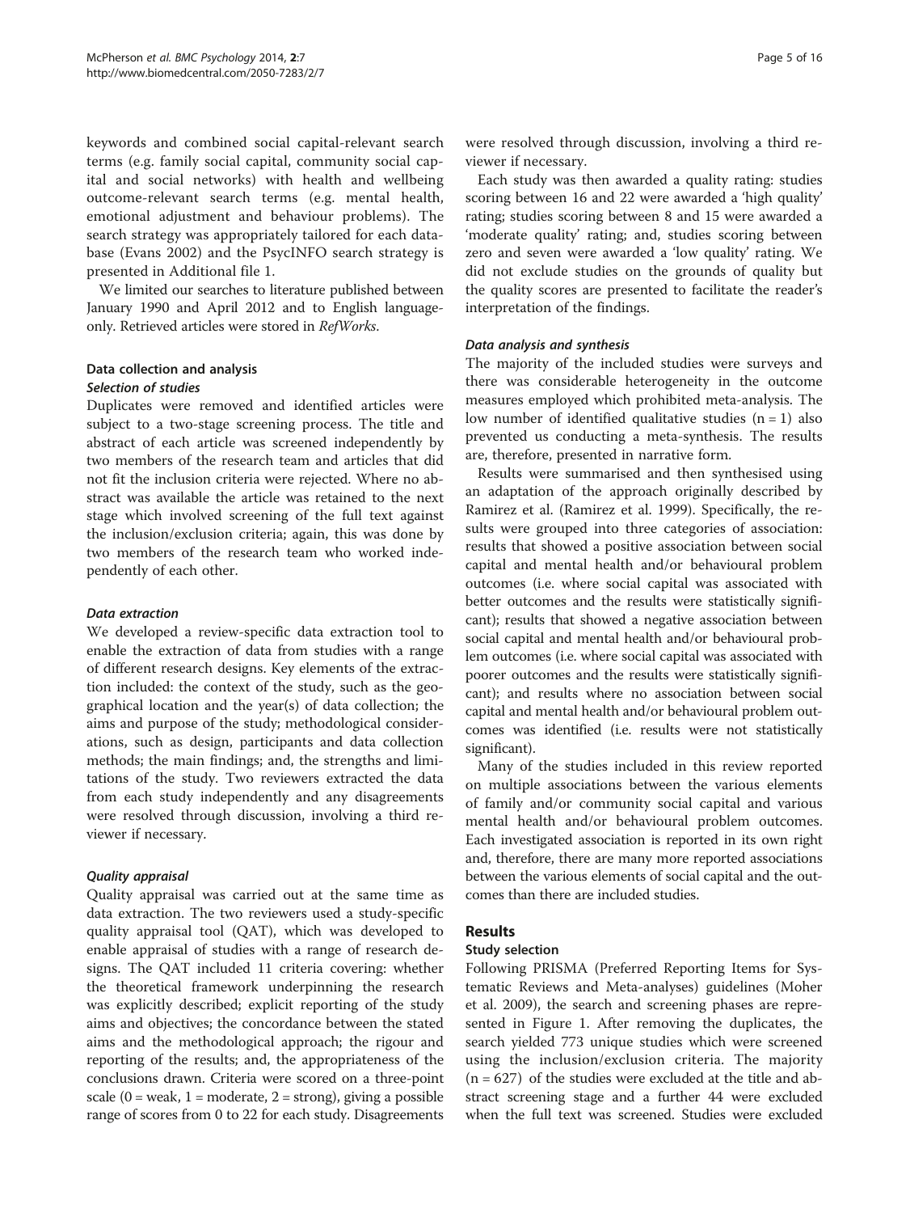keywords and combined social capital-relevant search terms (e.g. family social capital, community social capital and social networks) with health and wellbeing outcome-relevant search terms (e.g. mental health, emotional adjustment and behaviour problems). The search strategy was appropriately tailored for each database (Evans 2002) and the PsycINFO search strategy is presented in Additional file 1.

We limited our searches to literature published between January 1990 and April 2012 and to English language-only. Retrieved articles were stored in *RefWorks*.

### Data collection and analysis

#### *Selection of studies*

Duplicates were removed and identified articles were subject to a two-stage screening process. The title and abstract of each article was screened independently by two members of the research team and articles that did not fit the inclusion criteria were rejected. Where no abstract was available the article was retained to the next stage which involved screening of the full text against the inclusion/exclusion criteria; again, this was done by two members of the research team who worked independently of each other.

#### *Data extraction*

We developed a review-specific data extraction tool to enable the extraction of data from studies with a range of different research designs. Key elements of the extraction included: the context of the study, such as the geographical location and the year(s) of data collection; the aims and purpose of the study; methodological considerations, such as design, participants and data collection methods; the main findings; and, the strengths and limitations of the study. Two reviewers extracted the data from each study independently and any disagreements were resolved through discussion, involving a third reviewer if necessary.

#### *Quality appraisal*

Quality appraisal was carried out at the same time as data extraction. The two reviewers used a study-specific quality appraisal tool (QAT), which was developed to enable appraisal of studies with a range of research designs. The QAT included 11 criteria covering: whether the theoretical framework underpinning the research was explicitly described; explicit reporting of the study aims and objectives; the concordance between the stated aims and the methodological approach; the rigour and reporting of the results; and, the appropriateness of the conclusions drawn. Criteria were scored on a three-point scale (0 = weak, 1 = moderate, 2 = strong), giving a possible range of scores from 0 to 22 for each study. Disagreements were resolved through discussion, involving a third reviewer if necessary.

Each study was then awarded a quality rating: studies scoring between 16 and 22 were awarded a 'high quality' rating; studies scoring between 8 and 15 were awarded a 'moderate quality' rating; and, studies scoring between zero and seven were awarded a 'low quality' rating. We did not exclude studies on the grounds of quality but the quality scores are presented to facilitate the reader's interpretation of the findings.

#### *Data analysis and synthesis*

The majority of the included studies were surveys and there was considerable heterogeneity in the outcome measures employed which prohibited meta-analysis. The low number of identified qualitative studies (n = 1) also prevented us conducting a meta-synthesis. The results are, therefore, presented in narrative form.

Results were summarised and then synthesised using an adaptation of the approach originally described by Ramirez et al. (Ramirez et al. 1999). Specifically, the results were grouped into three categories of association: results that showed a positive association between social capital and mental health and/or behavioural problem outcomes (i.e. where social capital was associated with better outcomes and the results were statistically significant); results that showed a negative association between social capital and mental health and/or behavioural problem outcomes (i.e. where social capital was associated with poorer outcomes and the results were statistically significant); and results where no association between social capital and mental health and/or behavioural problem outcomes was identified (i.e. results were not statistically significant).

Many of the studies included in this review reported on multiple associations between the various elements of family and/or community social capital and various mental health and/or behavioural problem outcomes. Each investigated association is reported in its own right and, therefore, there are many more reported associations between the various elements of social capital and the outcomes than there are included studies.

## Results

### Study selection

Following PRISMA (Preferred Reporting Items for Systematic Reviews and Meta-analyses) guidelines (Moher et al. 2009), the search and screening phases are represented in Figure 1. After removing the duplicates, the search yielded 773 unique studies which were screened using the inclusion/exclusion criteria. The majority (n = 627) of the studies were excluded at the title and abstract screening stage and a further 44 were excluded when the full text was screened. Studies were excluded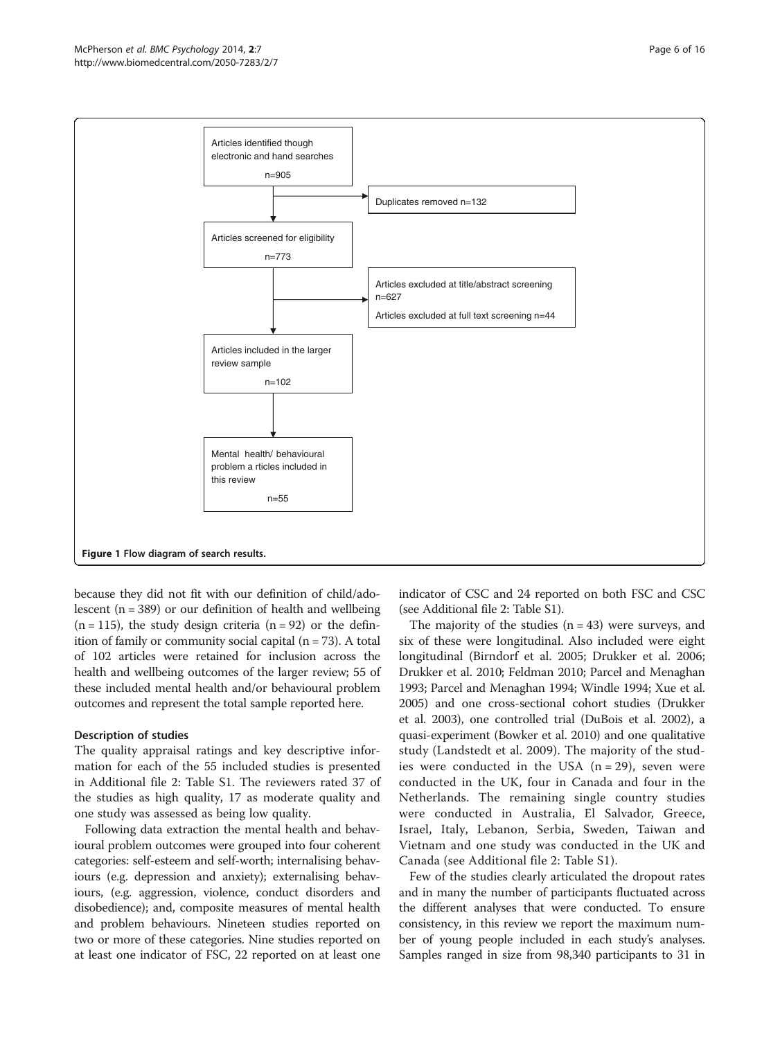Articles identified though electronic and hand searches
n=905

Duplicates removed n=132

Articles screened for eligibility
n=773

Articles excluded at title/abstract screening n=627

Articles excluded at full text screening n=44

Articles included in the larger review sample
n=102

Mental health/ behavioural problem a rticles included in this review
n=55

**Figure 1 Flow diagram of search results.**

because they did not fit with our definition of child/adolescent (n = 389) or our definition of health and wellbeing (n = 115), the study design criteria (n = 92) or the definition of family or community social capital (n = 73). A total of 102 articles were retained for inclusion across the health and wellbeing outcomes of the larger review; 55 of these included mental health and/or behavioural problem outcomes and represent the total sample reported here.

### Description of studies

The quality appraisal ratings and key descriptive information for each of the 55 included studies is presented in Additional file 2: Table S1. The reviewers rated 37 of the studies as high quality, 17 as moderate quality and one study was assessed as being low quality.

Following data extraction the mental health and behavioural problem outcomes were grouped into four coherent categories: self-esteem and self-worth; internalising behaviours (e.g. depression and anxiety); externalising behaviours, (e.g. aggression, violence, conduct disorders and disobedience); and, composite measures of mental health and problem behaviours. Nineteen studies reported on two or more of these categories. Nine studies reported on at least one indicator of FSC, 22 reported on at least one indicator of CSC and 24 reported on both FSC and CSC (see Additional file 2: Table S1).

The majority of the studies (n = 43) were surveys, and six of these were longitudinal. Also included were eight longitudinal (Birndorf et al. 2005; Drukker et al. 2006; Drukker et al. 2010; Feldman 2010; Parcel and Menaghan 1993; Parcel and Menaghan 1994; Windle 1994; Xue et al. 2005) and one cross-sectional cohort studies (Drukker et al. 2003), one controlled trial (DuBois et al. 2002), a quasi-experiment (Bowker et al. 2010) and one qualitative study (Landstedt et al. 2009). The majority of the studies were conducted in the USA (n = 29), seven were conducted in the UK, four in Canada and four in the Netherlands. The remaining single country studies were conducted in Australia, El Salvador, Greece, Israel, Italy, Lebanon, Serbia, Sweden, Taiwan and Vietnam and one study was conducted in the UK and Canada (see Additional file 2: Table S1).

Few of the studies clearly articulated the dropout rates and in many the number of participants fluctuated across the different analyses that were conducted. To ensure consistency, in this review we report the maximum number of young people included in each study's analyses. Samples ranged in size from 98,340 participants to 31 in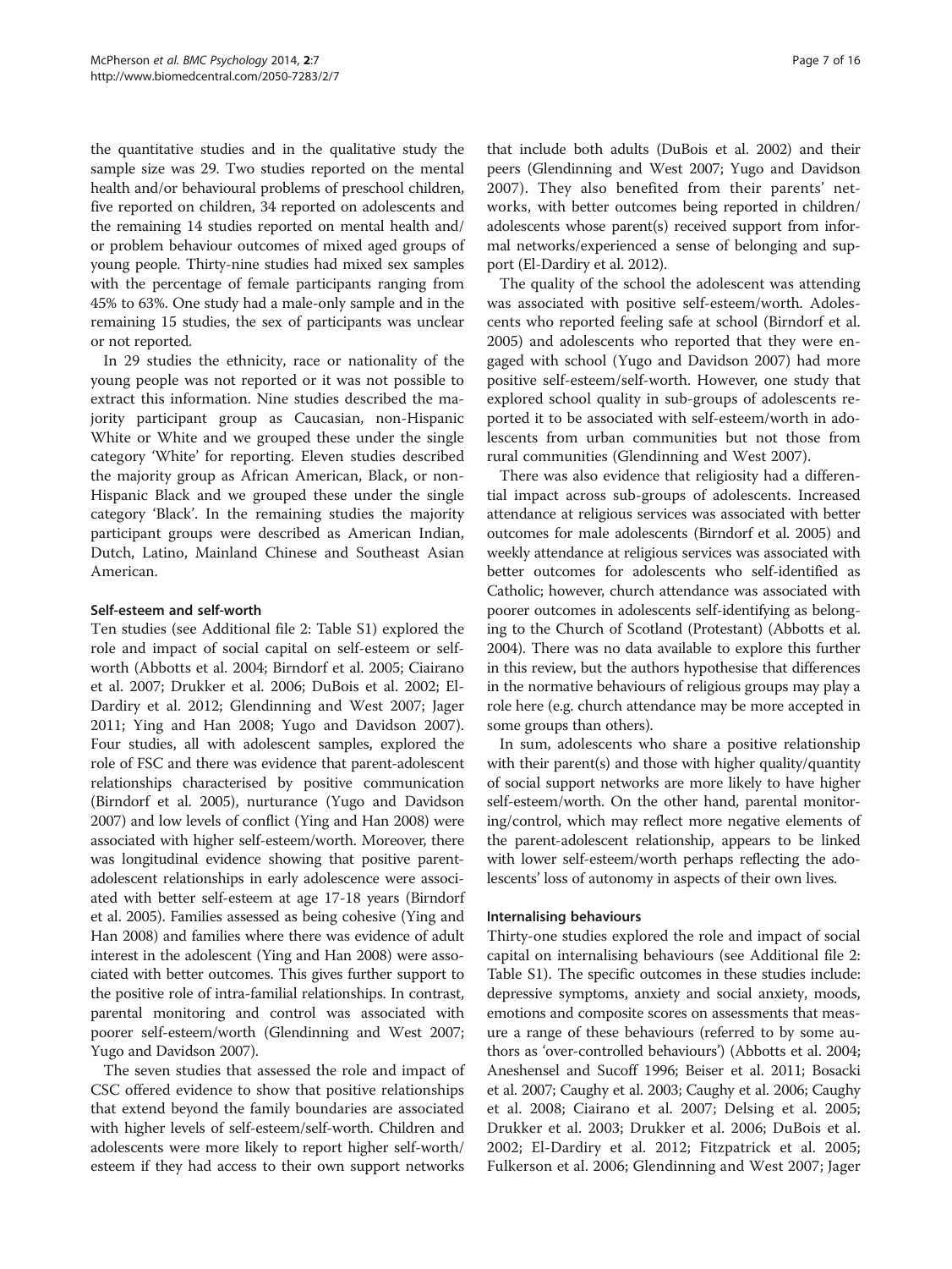the quantitative studies and in the qualitative study the sample size was 29. Two studies reported on the mental health and/or behavioural problems of preschool children, five reported on children, 34 reported on adolescents and the remaining 14 studies reported on mental health and/or problem behaviour outcomes of mixed aged groups of young people. Thirty-nine studies had mixed sex samples with the percentage of female participants ranging from 45% to 63%. One study had a male-only sample and in the remaining 15 studies, the sex of participants was unclear or not reported.

In 29 studies the ethnicity, race or nationality of the young people was not reported or it was not possible to extract this information. Nine studies described the majority participant group as Caucasian, non-Hispanic White or White and we grouped these under the single category 'White' for reporting. Eleven studies described the majority group as African American, Black, or non-Hispanic Black and we grouped these under the single category 'Black'. In the remaining studies the majority participant groups were described as American Indian, Dutch, Latino, Mainland Chinese and Southeast Asian American.

### Self-esteem and self-worth

Ten studies (see Additional file 2: Table S1) explored the role and impact of social capital on self-esteem or self-worth (Abbotts et al. 2004; Birndorf et al. 2005; Ciairano et al. 2007; Drukker et al. 2006; DuBois et al. 2002; El-Dardiry et al. 2012; Glendinning and West 2007; Jager 2011; Ying and Han 2008; Yugo and Davidson 2007). Four studies, all with adolescent samples, explored the role of FSC and there was evidence that parent-adolescent relationships characterised by positive communication (Birndorf et al. 2005), nurturance (Yugo and Davidson 2007) and low levels of conflict (Ying and Han 2008) were associated with higher self-esteem/worth. Moreover, there was longitudinal evidence showing that positive parent-adolescent relationships in early adolescence were associated with better self-esteem at age 17-18 years (Birndorf et al. 2005). Families assessed as being cohesive (Ying and Han 2008) and families where there was evidence of adult interest in the adolescent (Ying and Han 2008) were associated with better outcomes. This gives further support to the positive role of intra-familial relationships. In contrast, parental monitoring and control was associated with poorer self-esteem/worth (Glendinning and West 2007; Yugo and Davidson 2007).

The seven studies that assessed the role and impact of CSC offered evidence to show that positive relationships that extend beyond the family boundaries are associated with higher levels of self-esteem/self-worth. Children and adolescents were more likely to report higher self-worth/esteem if they had access to their own support networks that include both adults (DuBois et al. 2002) and their peers (Glendinning and West 2007; Yugo and Davidson 2007). They also benefited from their parents' networks, with better outcomes being reported in children/adolescents whose parent(s) received support from informal networks/experienced a sense of belonging and support (El-Dardiry et al. 2012).

The quality of the school the adolescent was attending was associated with positive self-esteem/worth. Adolescents who reported feeling safe at school (Birndorf et al. 2005) and adolescents who reported that they were engaged with school (Yugo and Davidson 2007) had more positive self-esteem/self-worth. However, one study that explored school quality in sub-groups of adolescents reported it to be associated with self-esteem/worth in adolescents from urban communities but not those from rural communities (Glendinning and West 2007).

There was also evidence that religiosity had a differential impact across sub-groups of adolescents. Increased attendance at religious services was associated with better outcomes for male adolescents (Birndorf et al. 2005) and weekly attendance at religious services was associated with better outcomes for adolescents who self-identified as Catholic; however, church attendance was associated with poorer outcomes in adolescents self-identifying as belonging to the Church of Scotland (Protestant) (Abbotts et al. 2004). There was no data available to explore this further in this review, but the authors hypothesise that differences in the normative behaviours of religious groups may play a role here (e.g. church attendance may be more accepted in some groups than others).

In sum, adolescents who share a positive relationship with their parent(s) and those with higher quality/quantity of social support networks are more likely to have higher self-esteem/worth. On the other hand, parental monitoring/control, which may reflect more negative elements of the parent-adolescent relationship, appears to be linked with lower self-esteem/worth perhaps reflecting the adolescents' loss of autonomy in aspects of their own lives.

### Internalising behaviours

Thirty-one studies explored the role and impact of social capital on internalising behaviours (see Additional file 2: Table S1). The specific outcomes in these studies include: depressive symptoms, anxiety and social anxiety, moods, emotions and composite scores on assessments that measure a range of these behaviours (referred to by some authors as 'over-controlled behaviours') (Abbotts et al. 2004; Aneshensel and Sucoff 1996; Beiser et al. 2011; Bosacki et al. 2007; Caughy et al. 2003; Caughy et al. 2006; Caughy et al. 2008; Ciairano et al. 2007; Delsing et al. 2005; Drukker et al. 2003; Drukker et al. 2006; DuBois et al. 2002; El-Dardiry et al. 2012; Fitzpatrick et al. 2005; Fulkerson et al. 2006; Glendinning and West 2007; Jager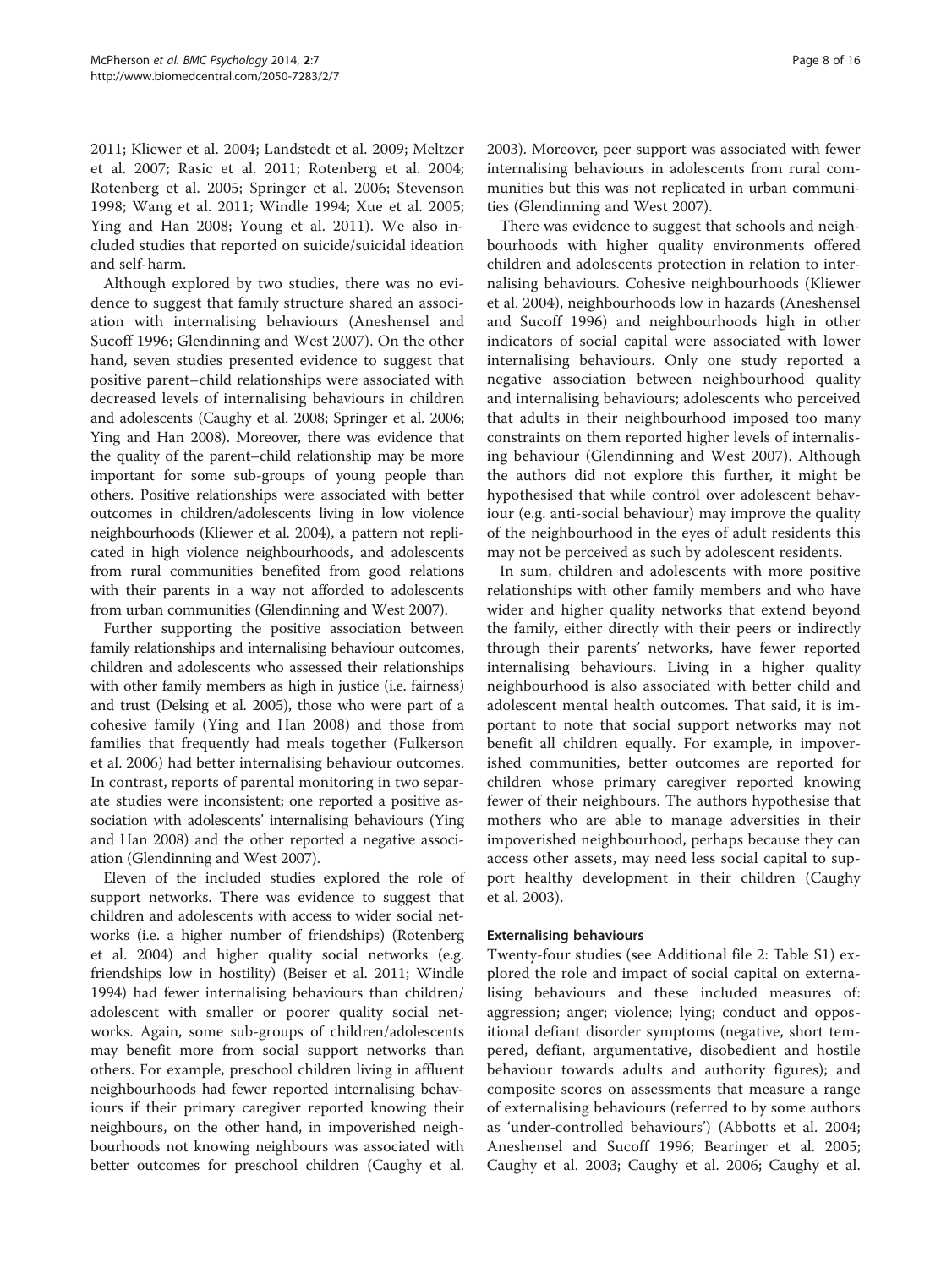2011; Kliewer et al. 2004; Landstedt et al. 2009; Meltzer et al. 2007; Rasic et al. 2011; Rotenberg et al. 2004; Rotenberg et al. 2005; Springer et al. 2006; Stevenson 1998; Wang et al. 2011; Windle 1994; Xue et al. 2005; Ying and Han 2008; Young et al. 2011). We also included studies that reported on suicide/suicidal ideation and self-harm.

Although explored by two studies, there was no evidence to suggest that family structure shared an association with internalising behaviours (Aneshensel and Sucoff 1996; Glendinning and West 2007). On the other hand, seven studies presented evidence to suggest that positive parent–child relationships were associated with decreased levels of internalising behaviours in children and adolescents (Caughy et al. 2008; Springer et al. 2006; Ying and Han 2008). Moreover, there was evidence that the quality of the parent–child relationship may be more important for some sub-groups of young people than others. Positive relationships were associated with better outcomes in children/adolescents living in low violence neighbourhoods (Kliewer et al. 2004), a pattern not replicated in high violence neighbourhoods, and adolescents from rural communities benefited from good relations with their parents in a way not afforded to adolescents from urban communities (Glendinning and West 2007).

Further supporting the positive association between family relationships and internalising behaviour outcomes, children and adolescents who assessed their relationships with other family members as high in justice (i.e. fairness) and trust (Delsing et al. 2005), those who were part of a cohesive family (Ying and Han 2008) and those from families that frequently had meals together (Fulkerson et al. 2006) had better internalising behaviour outcomes. In contrast, reports of parental monitoring in two separate studies were inconsistent; one reported a positive association with adolescents' internalising behaviours (Ying and Han 2008) and the other reported a negative association (Glendinning and West 2007).

Eleven of the included studies explored the role of support networks. There was evidence to suggest that children and adolescents with access to wider social networks (i.e. a higher number of friendships) (Rotenberg et al. 2004) and higher quality social networks (e.g. friendships low in hostility) (Beiser et al. 2011; Windle 1994) had fewer internalising behaviours than children/adolescent with smaller or poorer quality social networks. Again, some sub-groups of children/adolescents may benefit more from social support networks than others. For example, preschool children living in affluent neighbourhoods had fewer reported internalising behaviours if their primary caregiver reported knowing their neighbours, on the other hand, in impoverished neighbourhoods not knowing neighbours was associated with better outcomes for preschool children (Caughy et al. 2003). Moreover, peer support was associated with fewer internalising behaviours in adolescents from rural communities but this was not replicated in urban communities (Glendinning and West 2007).

There was evidence to suggest that schools and neighbourhoods with higher quality environments offered children and adolescents protection in relation to internalising behaviours. Cohesive neighbourhoods (Kliewer et al. 2004), neighbourhoods low in hazards (Aneshensel and Sucoff 1996) and neighbourhoods high in other indicators of social capital were associated with lower internalising behaviours. Only one study reported a negative association between neighbourhood quality and internalising behaviours; adolescents who perceived that adults in their neighbourhood imposed too many constraints on them reported higher levels of internalising behaviour (Glendinning and West 2007). Although the authors did not explore this further, it might be hypothesised that while control over adolescent behaviour (e.g. anti-social behaviour) may improve the quality of the neighbourhood in the eyes of adult residents this may not be perceived as such by adolescent residents.

In sum, children and adolescents with more positive relationships with other family members and who have wider and higher quality networks that extend beyond the family, either directly with their peers or indirectly through their parents' networks, have fewer reported internalising behaviours. Living in a higher quality neighbourhood is also associated with better child and adolescent mental health outcomes. That said, it is important to note that social support networks may not benefit all children equally. For example, in impoverished communities, better outcomes are reported for children whose primary caregiver reported knowing fewer of their neighbours. The authors hypothesise that mothers who are able to manage adversities in their impoverished neighbourhood, perhaps because they can access other assets, may need less social capital to support healthy development in their children (Caughy et al. 2003).

#### Externalising behaviours

Twenty-four studies (see Additional file 2: Table S1) explored the role and impact of social capital on externalising behaviours and these included measures of: aggression; anger; violence; lying; conduct and oppositional defiant disorder symptoms (negative, short tempered, defiant, argumentative, disobedient and hostile behaviour towards adults and authority figures); and composite scores on assessments that measure a range of externalising behaviours (referred to by some authors as 'under-controlled behaviours') (Abbotts et al. 2004; Aneshensel and Sucoff 1996; Bearinger et al. 2005; Caughy et al. 2003; Caughy et al. 2006; Caughy et al.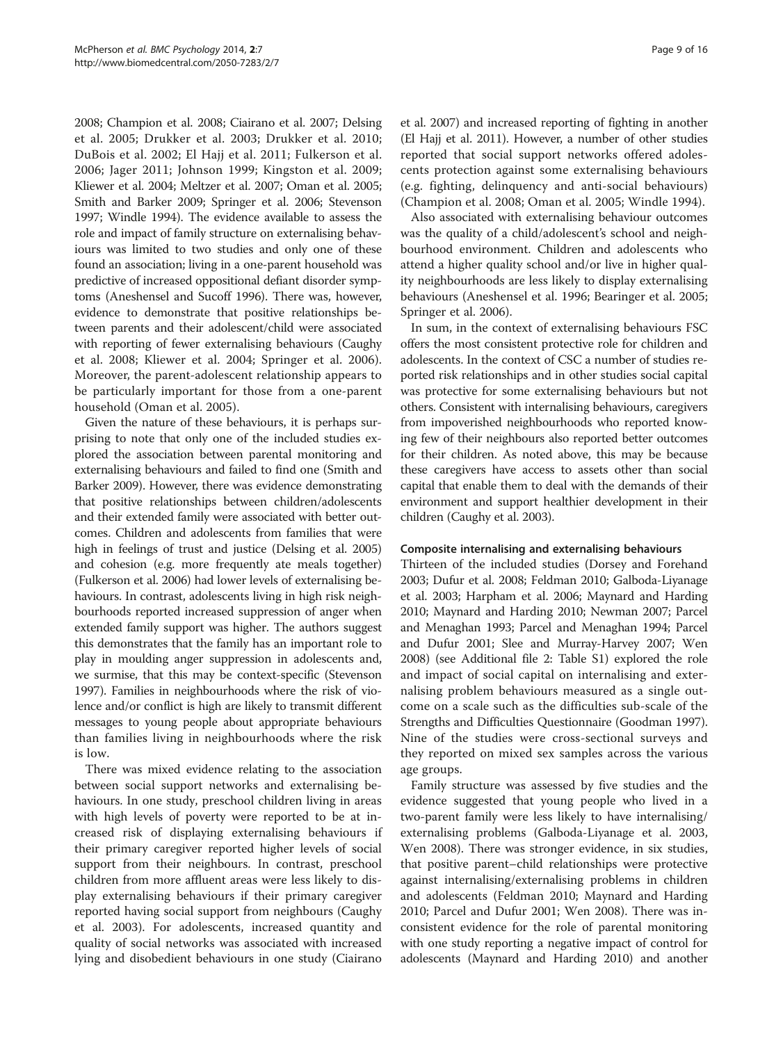2008; Champion et al. 2008; Ciairano et al. 2007; Delsing et al. 2005; Drukker et al. 2003; Drukker et al. 2010; DuBois et al. 2002; El Hajj et al. 2011; Fulkerson et al. 2006; Jager 2011; Johnson 1999; Kingston et al. 2009; Kliewer et al. 2004; Meltzer et al. 2007; Oman et al. 2005; Smith and Barker 2009; Springer et al. 2006; Stevenson 1997; Windle 1994). The evidence available to assess the role and impact of family structure on externalising behaviours was limited to two studies and only one of these found an association; living in a one-parent household was predictive of increased oppositional defiant disorder symptoms (Aneshensel and Sucoff 1996). There was, however, evidence to demonstrate that positive relationships between parents and their adolescent/child were associated with reporting of fewer externalising behaviours (Caughy et al. 2008; Kliewer et al. 2004; Springer et al. 2006). Moreover, the parent-adolescent relationship appears to be particularly important for those from a one-parent household (Oman et al. 2005).

Given the nature of these behaviours, it is perhaps surprising to note that only one of the included studies explored the association between parental monitoring and externalising behaviours and failed to find one (Smith and Barker 2009). However, there was evidence demonstrating that positive relationships between children/adolescents and their extended family were associated with better outcomes. Children and adolescents from families that were high in feelings of trust and justice (Delsing et al. 2005) and cohesion (e.g. more frequently ate meals together) (Fulkerson et al. 2006) had lower levels of externalising behaviours. In contrast, adolescents living in high risk neighbourhoods reported increased suppression of anger when extended family support was higher. The authors suggest this demonstrates that the family has an important role to play in moulding anger suppression in adolescents and, we surmise, that this may be context-specific (Stevenson 1997). Families in neighbourhoods where the risk of violence and/or conflict is high are likely to transmit different messages to young people about appropriate behaviours than families living in neighbourhoods where the risk is low.

There was mixed evidence relating to the association between social support networks and externalising behaviours. In one study, preschool children living in areas with high levels of poverty were reported to be at increased risk of displaying externalising behaviours if their primary caregiver reported higher levels of social support from their neighbours. In contrast, preschool children from more affluent areas were less likely to display externalising behaviours if their primary caregiver reported having social support from neighbours (Caughy et al. 2003). For adolescents, increased quantity and quality of social networks was associated with increased lying and disobedient behaviours in one study (Ciairano et al. 2007) and increased reporting of fighting in another (El Hajj et al. 2011). However, a number of other studies reported that social support networks offered adolescents protection against some externalising behaviours (e.g. fighting, delinquency and anti-social behaviours) (Champion et al. 2008; Oman et al. 2005; Windle 1994).

Also associated with externalising behaviour outcomes was the quality of a child/adolescent's school and neighbourhood environment. Children and adolescents who attend a higher quality school and/or live in higher quality neighbourhoods are less likely to display externalising behaviours (Aneshensel et al. 1996; Bearinger et al. 2005; Springer et al. 2006).

In sum, in the context of externalising behaviours FSC offers the most consistent protective role for children and adolescents. In the context of CSC a number of studies reported risk relationships and in other studies social capital was protective for some externalising behaviours but not others. Consistent with internalising behaviours, caregivers from impoverished neighbourhoods who reported knowing few of their neighbours also reported better outcomes for their children. As noted above, this may be because these caregivers have access to assets other than social capital that enable them to deal with the demands of their environment and support healthier development in their children (Caughy et al. 2003).

#### Composite internalising and externalising behaviours

Thirteen of the included studies (Dorsey and Forehand 2003; Dufur et al. 2008; Feldman 2010; Galboda-Liyanage et al. 2003; Harpham et al. 2006; Maynard and Harding 2010; Maynard and Harding 2010; Newman 2007; Parcel and Menaghan 1993; Parcel and Menaghan 1994; Parcel and Dufur 2001; Slee and Murray-Harvey 2007; Wen 2008) (see Additional file 2: Table S1) explored the role and impact of social capital on internalising and externalising problem behaviours measured as a single outcome on a scale such as the difficulties sub-scale of the Strengths and Difficulties Questionnaire (Goodman 1997). Nine of the studies were cross-sectional surveys and they reported on mixed sex samples across the various age groups.

Family structure was assessed by five studies and the evidence suggested that young people who lived in a two-parent family were less likely to have internalising/externalising problems (Galboda-Liyanage et al. 2003, Wen 2008). There was stronger evidence, in six studies, that positive parent–child relationships were protective against internalising/externalising problems in children and adolescents (Feldman 2010; Maynard and Harding 2010; Parcel and Dufur 2001; Wen 2008). There was inconsistent evidence for the role of parental monitoring with one study reporting a negative impact of control for adolescents (Maynard and Harding 2010) and another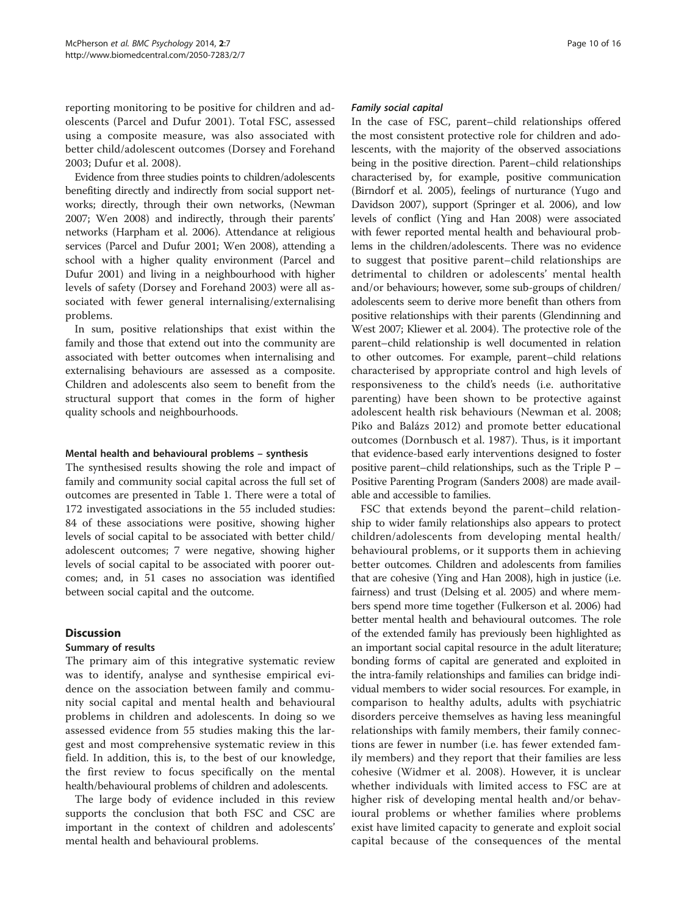reporting monitoring to be positive for children and adolescents (Parcel and Dufur 2001). Total FSC, assessed using a composite measure, was also associated with better child/adolescent outcomes (Dorsey and Forehand 2003; Dufur et al. 2008).

Evidence from three studies points to children/adolescents benefiting directly and indirectly from social support networks; directly, through their own networks, (Newman 2007; Wen 2008) and indirectly, through their parents' networks (Harpham et al. 2006). Attendance at religious services (Parcel and Dufur 2001; Wen 2008), attending a school with a higher quality environment (Parcel and Dufur 2001) and living in a neighbourhood with higher levels of safety (Dorsey and Forehand 2003) were all associated with fewer general internalising/externalising problems.

In sum, positive relationships that exist within the family and those that extend out into the community are associated with better outcomes when internalising and externalising behaviours are assessed as a composite. Children and adolescents also seem to benefit from the structural support that comes in the form of higher quality schools and neighbourhoods.

#### Mental health and behavioural problems – synthesis

The synthesised results showing the role and impact of family and community social capital across the full set of outcomes are presented in Table 1. There were a total of 172 investigated associations in the 55 included studies: 84 of these associations were positive, showing higher levels of social capital to be associated with better child/adolescent outcomes; 7 were negative, showing higher levels of social capital to be associated with poorer outcomes; and, in 51 cases no association was identified between social capital and the outcome.

## Discussion

### Summary of results

The primary aim of this integrative systematic review was to identify, analyse and synthesise empirical evidence on the association between family and community social capital and mental health and behavioural problems in children and adolescents. In doing so we assessed evidence from 55 studies making this the largest and most comprehensive systematic review in this field. In addition, this is, to the best of our knowledge, the first review to focus specifically on the mental health/behavioural problems of children and adolescents.

The large body of evidence included in this review supports the conclusion that both FSC and CSC are important in the context of children and adolescents' mental health and behavioural problems.

#### *Family social capital*

In the case of FSC, parent–child relationships offered the most consistent protective role for children and adolescents, with the majority of the observed associations being in the positive direction. Parent–child relationships characterised by, for example, positive communication (Birndorf et al. 2005), feelings of nurturance (Yugo and Davidson 2007), support (Springer et al. 2006), and low levels of conflict (Ying and Han 2008) were associated with fewer reported mental health and behavioural problems in the children/adolescents. There was no evidence to suggest that positive parent–child relationships are detrimental to children or adolescents' mental health and/or behaviours; however, some sub-groups of children/adolescents seem to derive more benefit than others from positive relationships with their parents (Glendinning and West 2007; Kliewer et al. 2004). The protective role of the parent–child relationship is well documented in relation to other outcomes. For example, parent–child relations characterised by appropriate control and high levels of responsiveness to the child's needs (i.e. authoritative parenting) have been shown to be protective against adolescent health risk behaviours (Newman et al. 2008; Piko and Balázs 2012) and promote better educational outcomes (Dornbusch et al. 1987). Thus, is it important that evidence-based early interventions designed to foster positive parent–child relationships, such as the Triple P – Positive Parenting Program (Sanders 2008) are made available and accessible to families.

FSC that extends beyond the parent–child relationship to wider family relationships also appears to protect children/adolescents from developing mental health/behavioural problems, or it supports them in achieving better outcomes. Children and adolescents from families that are cohesive (Ying and Han 2008), high in justice (i.e. fairness) and trust (Delsing et al. 2005) and where members spend more time together (Fulkerson et al. 2006) had better mental health and behavioural outcomes. The role of the extended family has previously been highlighted as an important social capital resource in the adult literature; bonding forms of capital are generated and exploited in the intra-family relationships and families can bridge individual members to wider social resources. For example, in comparison to healthy adults, adults with psychiatric disorders perceive themselves as having less meaningful relationships with family members, their family connections are fewer in number (i.e. has fewer extended family members) and they report that their families are less cohesive (Widmer et al. 2008). However, it is unclear whether individuals with limited access to FSC are at higher risk of developing mental health and/or behavioural problems or whether families where problems exist have limited capacity to generate and exploit social capital because of the consequences of the mental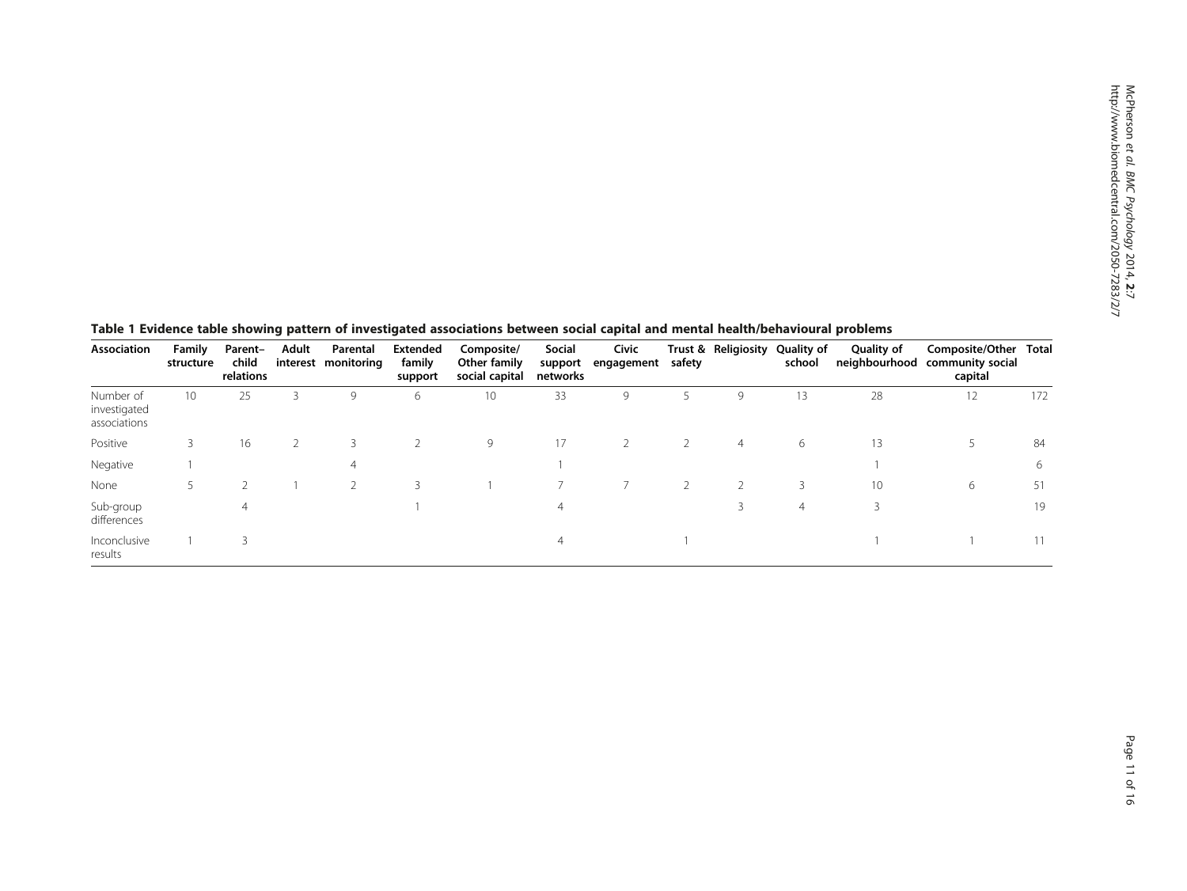**Table 1 Evidence table showing pattern of investigated associations between social capital and mental health/behavioural problems**

| Association | Family structure | Parent–child relations | Adult interest | Parental monitoring | Extended family support | Composite/ Other family social capital | Social support networks | Civic engagement | Trust & safety | Religiosity | Quality of school | Quality of neighbourhood | Composite/Other community social capital | Total |
|---|---|---|---|---|---|---|---|---|---|---|---|---|---|---|
| Number of investigated associations | 10 | 25 | 3 | 9 | 6 | 10 | 33 | 9 | 5 | 9 | 13 | 28 | 12 | 172 |
| Positive | 3 | 16 | 2 | 3 | 2 | 9 | 17 | 2 | 2 | 4 | 6 | 13 | 5 | 84 |
| Negative | 1 | | | 4 | | | 1 | | | | | 1 | | 6 |
| None | 5 | 2 | 1 | 2 | 3 | 1 | 7 | 7 | 2 | 2 | 3 | 10 | 6 | 51 |
| Sub-group differences | | 4 | | | 1 | | 4 | | | 3 | 4 | 3 | | 19 |
| Inconclusive results | 1 | 3 | | | | | 4 | | 1 | | | 1 | 1 | 11 |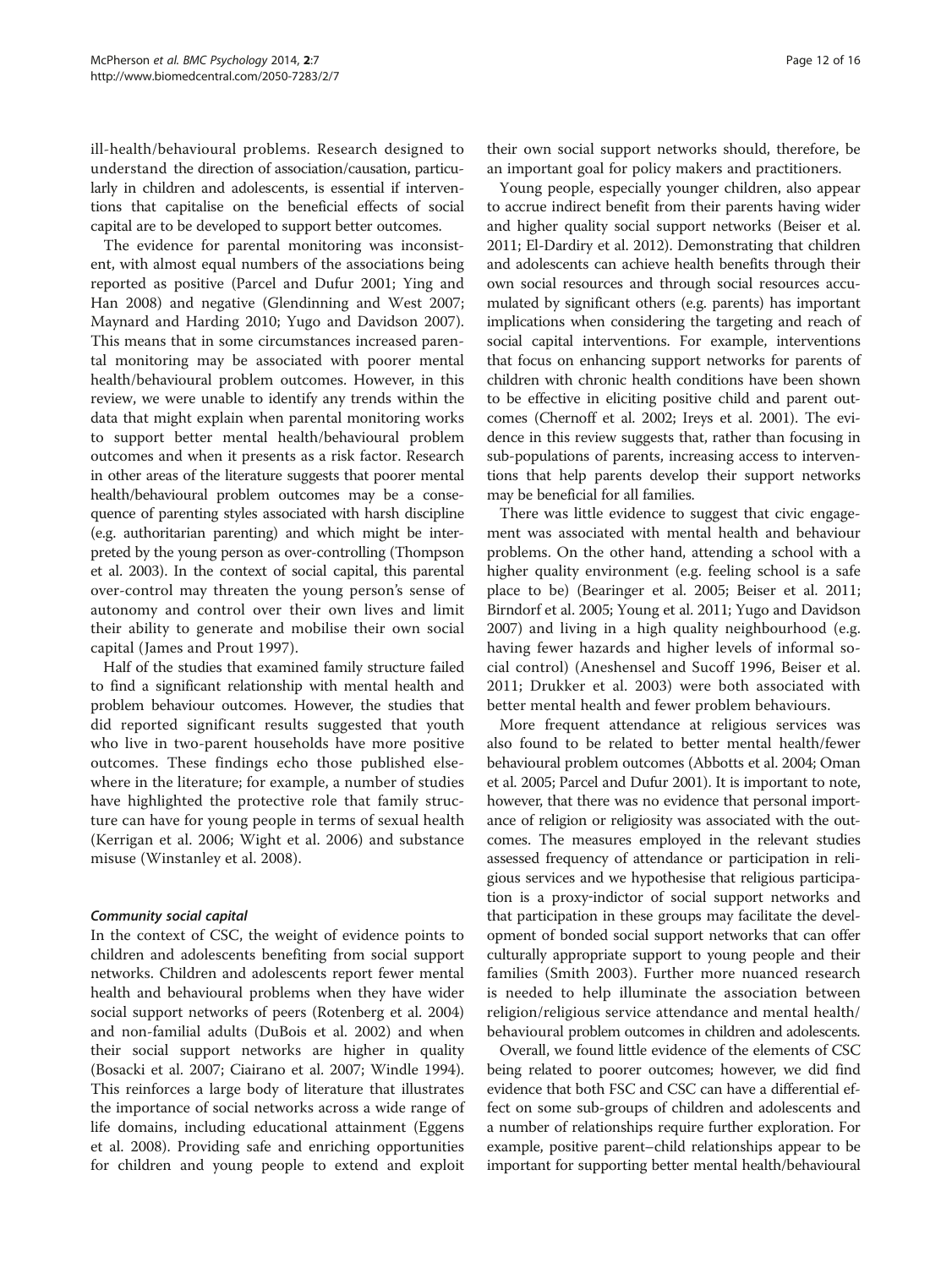ill-health/behavioural problems. Research designed to understand the direction of association/causation, particularly in children and adolescents, is essential if interventions that capitalise on the beneficial effects of social capital are to be developed to support better outcomes.

The evidence for parental monitoring was inconsistent, with almost equal numbers of the associations being reported as positive (Parcel and Dufur 2001; Ying and Han 2008) and negative (Glendinning and West 2007; Maynard and Harding 2010; Yugo and Davidson 2007). This means that in some circumstances increased parental monitoring may be associated with poorer mental health/behavioural problem outcomes. However, in this review, we were unable to identify any trends within the data that might explain when parental monitoring works to support better mental health/behavioural problem outcomes and when it presents as a risk factor. Research in other areas of the literature suggests that poorer mental health/behavioural problem outcomes may be a consequence of parenting styles associated with harsh discipline (e.g. authoritarian parenting) and which might be interpreted by the young person as over-controlling (Thompson et al. 2003). In the context of social capital, this parental over-control may threaten the young person's sense of autonomy and control over their own lives and limit their ability to generate and mobilise their own social capital (James and Prout 1997).

Half of the studies that examined family structure failed to find a significant relationship with mental health and problem behaviour outcomes. However, the studies that did reported significant results suggested that youth who live in two-parent households have more positive outcomes. These findings echo those published elsewhere in the literature; for example, a number of studies have highlighted the protective role that family structure can have for young people in terms of sexual health (Kerrigan et al. 2006; Wight et al. 2006) and substance misuse (Winstanley et al. 2008).

#### *Community social capital*

In the context of CSC, the weight of evidence points to children and adolescents benefiting from social support networks. Children and adolescents report fewer mental health and behavioural problems when they have wider social support networks of peers (Rotenberg et al. 2004) and non-familial adults (DuBois et al. 2002) and when their social support networks are higher in quality (Bosacki et al. 2007; Ciairano et al. 2007; Windle 1994). This reinforces a large body of literature that illustrates the importance of social networks across a wide range of life domains, including educational attainment (Eggens et al. 2008). Providing safe and enriching opportunities for children and young people to extend and exploit their own social support networks should, therefore, be an important goal for policy makers and practitioners.

Young people, especially younger children, also appear to accrue indirect benefit from their parents having wider and higher quality social support networks (Beiser et al. 2011; El-Dardiry et al. 2012). Demonstrating that children and adolescents can achieve health benefits through their own social resources and through social resources accumulated by significant others (e.g. parents) has important implications when considering the targeting and reach of social capital interventions. For example, interventions that focus on enhancing support networks for parents of children with chronic health conditions have been shown to be effective in eliciting positive child and parent outcomes (Chernoff et al. 2002; Ireys et al. 2001). The evidence in this review suggests that, rather than focusing in sub-populations of parents, increasing access to interventions that help parents develop their support networks may be beneficial for all families.

There was little evidence to suggest that civic engagement was associated with mental health and behaviour problems. On the other hand, attending a school with a higher quality environment (e.g. feeling school is a safe place to be) (Bearinger et al. 2005; Beiser et al. 2011; Birndorf et al. 2005; Young et al. 2011; Yugo and Davidson 2007) and living in a high quality neighbourhood (e.g. having fewer hazards and higher levels of informal social control) (Aneshensel and Sucoff 1996, Beiser et al. 2011; Drukker et al. 2003) were both associated with better mental health and fewer problem behaviours.

More frequent attendance at religious services was also found to be related to better mental health/fewer behavioural problem outcomes (Abbotts et al. 2004; Oman et al. 2005; Parcel and Dufur 2001). It is important to note, however, that there was no evidence that personal importance of religion or religiosity was associated with the outcomes. The measures employed in the relevant studies assessed frequency of attendance or participation in religious services and we hypothesise that religious participation is a proxy-indictor of social support networks and that participation in these groups may facilitate the development of bonded social support networks that can offer culturally appropriate support to young people and their families (Smith 2003). Further more nuanced research is needed to help illuminate the association between religion/religious service attendance and mental health/behavioural problem outcomes in children and adolescents.

Overall, we found little evidence of the elements of CSC being related to poorer outcomes; however, we did find evidence that both FSC and CSC can have a differential effect on some sub-groups of children and adolescents and a number of relationships require further exploration. For example, positive parent–child relationships appear to be important for supporting better mental health/behavioural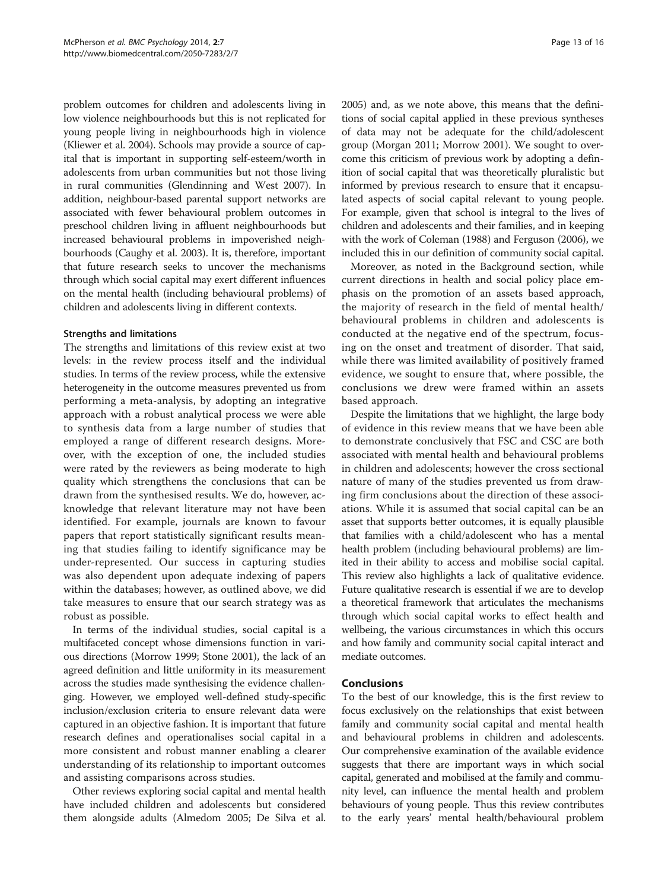problem outcomes for children and adolescents living in low violence neighbourhoods but this is not replicated for young people living in neighbourhoods high in violence (Kliewer et al. 2004). Schools may provide a source of capital that is important in supporting self-esteem/worth in adolescents from urban communities but not those living in rural communities (Glendinning and West 2007). In addition, neighbour-based parental support networks are associated with fewer behavioural problem outcomes in preschool children living in affluent neighbourhoods but increased behavioural problems in impoverished neighbourhoods (Caughy et al. 2003). It is, therefore, important that future research seeks to uncover the mechanisms through which social capital may exert different influences on the mental health (including behavioural problems) of children and adolescents living in different contexts.

### Strengths and limitations

The strengths and limitations of this review exist at two levels: in the review process itself and the individual studies. In terms of the review process, while the extensive heterogeneity in the outcome measures prevented us from performing a meta-analysis, by adopting an integrative approach with a robust analytical process we were able to synthesis data from a large number of studies that employed a range of different research designs. Moreover, with the exception of one, the included studies were rated by the reviewers as being moderate to high quality which strengthens the conclusions that can be drawn from the synthesised results. We do, however, acknowledge that relevant literature may not have been identified. For example, journals are known to favour papers that report statistically significant results meaning that studies failing to identify significance may be under-represented. Our success in capturing studies was also dependent upon adequate indexing of papers within the databases; however, as outlined above, we did take measures to ensure that our search strategy was as robust as possible.

In terms of the individual studies, social capital is a multifaceted concept whose dimensions function in various directions (Morrow 1999; Stone 2001), the lack of an agreed definition and little uniformity in its measurement across the studies made synthesising the evidence challenging. However, we employed well-defined study-specific inclusion/exclusion criteria to ensure relevant data were captured in an objective fashion. It is important that future research defines and operationalises social capital in a more consistent and robust manner enabling a clearer understanding of its relationship to important outcomes and assisting comparisons across studies.

Other reviews exploring social capital and mental health have included children and adolescents but considered them alongside adults (Almedom 2005; De Silva et al. 2005) and, as we note above, this means that the definitions of social capital applied in these previous syntheses of data may not be adequate for the child/adolescent group (Morgan 2011; Morrow 2001). We sought to overcome this criticism of previous work by adopting a definition of social capital that was theoretically pluralistic but informed by previous research to ensure that it encapsulated aspects of social capital relevant to young people. For example, given that school is integral to the lives of children and adolescents and their families, and in keeping with the work of Coleman (1988) and Ferguson (2006), we included this in our definition of community social capital.

Moreover, as noted in the Background section, while current directions in health and social policy place emphasis on the promotion of an assets based approach, the majority of research in the field of mental health/behavioural problems in children and adolescents is conducted at the negative end of the spectrum, focusing on the onset and treatment of disorder. That said, while there was limited availability of positively framed evidence, we sought to ensure that, where possible, the conclusions we drew were framed within an assets based approach.

Despite the limitations that we highlight, the large body of evidence in this review means that we have been able to demonstrate conclusively that FSC and CSC are both associated with mental health and behavioural problems in children and adolescents; however the cross sectional nature of many of the studies prevented us from drawing firm conclusions about the direction of these associations. While it is assumed that social capital can be an asset that supports better outcomes, it is equally plausible that families with a child/adolescent who has a mental health problem (including behavioural problems) are limited in their ability to access and mobilise social capital. This review also highlights a lack of qualitative evidence. Future qualitative research is essential if we are to develop a theoretical framework that articulates the mechanisms through which social capital works to effect health and wellbeing, the various circumstances in which this occurs and how family and community social capital interact and mediate outcomes.

## Conclusions

To the best of our knowledge, this is the first review to focus exclusively on the relationships that exist between family and community social capital and mental health and behavioural problems in children and adolescents. Our comprehensive examination of the available evidence suggests that there are important ways in which social capital, generated and mobilised at the family and community level, can influence the mental health and problem behaviours of young people. Thus this review contributes to the early years' mental health/behavioural problem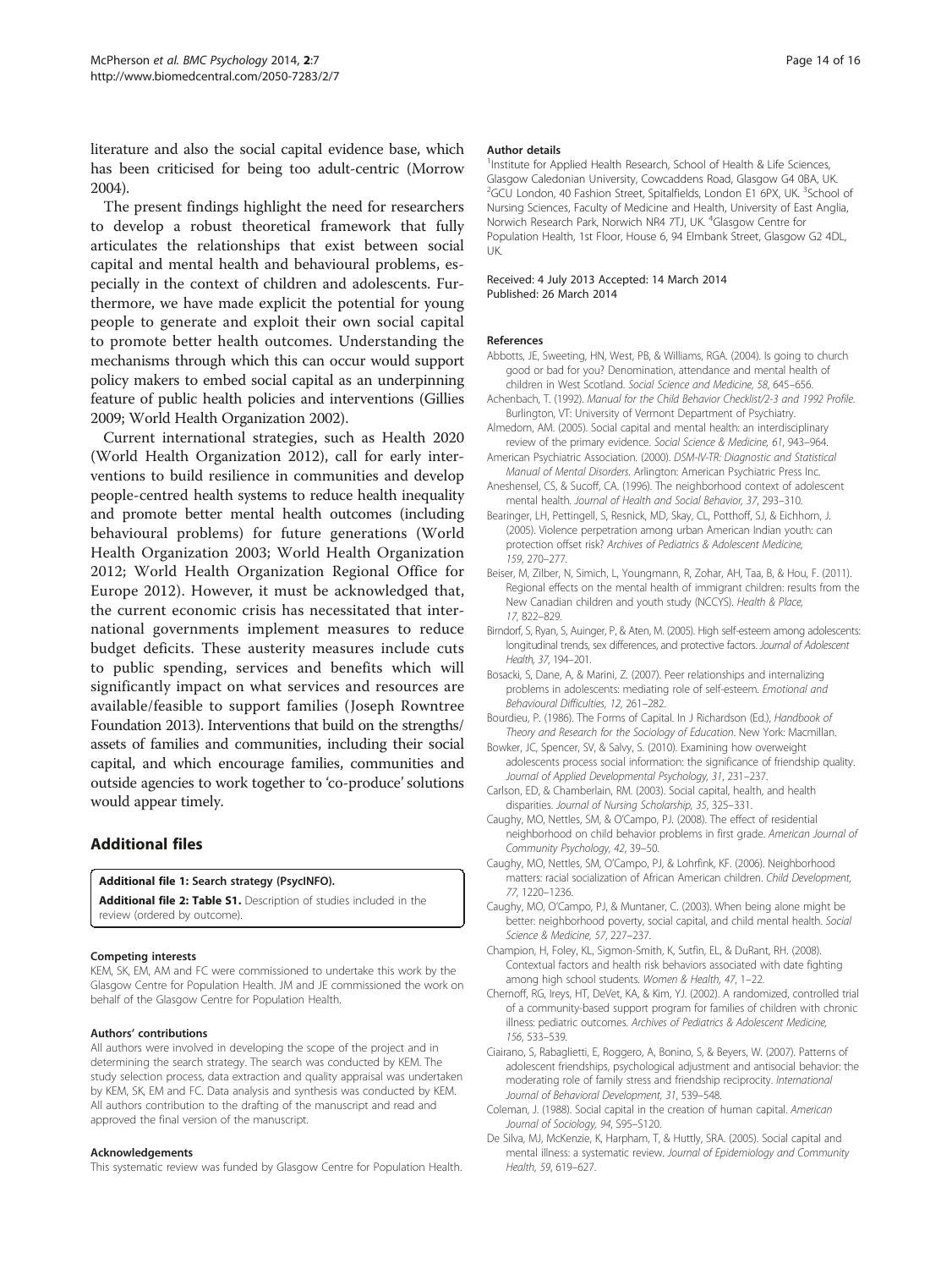literature and also the social capital evidence base, which has been criticised for being too adult-centric (Morrow 2004).

The present findings highlight the need for researchers to develop a robust theoretical framework that fully articulates the relationships that exist between social capital and mental health and behavioural problems, especially in the context of children and adolescents. Furthermore, we have made explicit the potential for young people to generate and exploit their own social capital to promote better health outcomes. Understanding the mechanisms through which this can occur would support policy makers to embed social capital as an underpinning feature of public health policies and interventions (Gillies 2009; World Health Organization 2002).

Current international strategies, such as Health 2020 (World Health Organization 2012), call for early interventions to build resilience in communities and develop people-centred health systems to reduce health inequality and promote better mental health outcomes (including behavioural problems) for future generations (World Health Organization 2003; World Health Organization 2012; World Health Organization Regional Office for Europe 2012). However, it must be acknowledged that, the current economic crisis has necessitated that international governments implement measures to reduce budget deficits. These austerity measures include cuts to public spending, services and benefits which will significantly impact on what services and resources are available/feasible to support families (Joseph Rowntree Foundation 2013). Interventions that build on the strengths/assets of families and communities, including their social capital, and which encourage families, communities and outside agencies to work together to 'co-produce' solutions would appear timely.

## Additional files

**Additional file 1: Search strategy (PsycINFO).**

**Additional file 2: Table S1.** Description of studies included in the review (ordered by outcome).

#### Competing interests

KEM, SK, EM, AM and FC were commissioned to undertake this work by the Glasgow Centre for Population Health. JM and JE commissioned the work on behalf of the Glasgow Centre for Population Health.

#### Authors' contributions

All authors were involved in developing the scope of the project and in determining the search strategy. The search was conducted by KEM. The study selection process, data extraction and quality appraisal was undertaken by KEM, SK, EM and FC. Data analysis and synthesis was conducted by KEM. All authors contribution to the drafting of the manuscript and read and approved the final version of the manuscript.

#### Acknowledgements

This systematic review was funded by Glasgow Centre for Population Health.

#### Author details

[1]Institute for Applied Health Research, School of Health & Life Sciences, Glasgow Caledonian University, Cowcaddens Road, Glasgow G4 0BA, UK. [2]GCU London, 40 Fashion Street, Spitalfields, London E1 6PX, UK. [3]School of Nursing Sciences, Faculty of Medicine and Health, University of East Anglia, Norwich Research Park, Norwich NR4 7TJ, UK. [4]Glasgow Centre for Population Health, 1st Floor, House 6, 94 Elmbank Street, Glasgow G2 4DL, UK.

Received: 4 July 2013 Accepted: 14 March 2014
Published: 26 March 2014

#### References

Abbotts, JE, Sweeting, HN, West, PB, & Williams, RGA. (2004). Is going to church good or bad for you? Denomination, attendance and mental health of children in West Scotland. *Social Science and Medicine, 58*, 645–656.

Achenbach, T. (1992). *Manual for the Child Behavior Checklist/2-3 and 1992 Profile*. Burlington, VT: University of Vermont Department of Psychiatry.

Almedom, AM. (2005). Social capital and mental health: an interdisciplinary review of the primary evidence. *Social Science & Medicine, 61*, 943–964.

American Psychiatric Association. (2000). *DSM-IV-TR: Diagnostic and Statistical Manual of Mental Disorders*. Arlington: American Psychiatric Press Inc.

Aneshensel, CS, & Sucoff, CA. (1996). The neighborhood context of adolescent mental health. *Journal of Health and Social Behavior, 37*, 293–310.

Bearinger, LH, Pettingell, S, Resnick, MD, Skay, CL, Potthoff, SJ, & Eichhorn, J. (2005). Violence perpetration among urban American Indian youth: can protection offset risk? *Archives of Pediatrics & Adolescent Medicine, 159*, 270–277.

Beiser, M, Zilber, N, Simich, L, Youngmann, R, Zohar, AH, Taa, B, & Hou, F. (2011). Regional effects on the mental health of immigrant children: results from the New Canadian children and youth study (NCCYS). *Health & Place, 17*, 822–829.

Birndorf, S, Ryan, S, Auinger, P, & Aten, M. (2005). High self-esteem among adolescents: longitudinal trends, sex differences, and protective factors. *Journal of Adolescent Health, 37*, 194–201.

Bosacki, S, Dane, A, & Marini, Z. (2007). Peer relationships and internalizing problems in adolescents: mediating role of self-esteem. *Emotional and Behavioural Difficulties, 12*, 261–282.

Bourdieu, P. (1986). The Forms of Capital. In J Richardson (Ed.), *Handbook of Theory and Research for the Sociology of Education*. New York: Macmillan.

Bowker, JC, Spencer, SV, & Salvy, S. (2010). Examining how overweight adolescents process social information: the significance of friendship quality. *Journal of Applied Developmental Psychology, 31*, 231–237.

Carlson, ED, & Chamberlain, RM. (2003). Social capital, health, and health disparities. *Journal of Nursing Scholarship, 35*, 325–331.

Caughy, MO, Nettles, SM, & O'Campo, PJ. (2008). The effect of residential neighborhood on child behavior problems in first grade. *American Journal of Community Psychology, 42*, 39–50.

Caughy, MO, Nettles, SM, O'Campo, PJ, & Lohrfink, KF. (2006). Neighborhood matters: racial socialization of African American children. *Child Development, 77*, 1220–1236.

Caughy, MO, O'Campo, PJ, & Muntaner, C. (2003). When being alone might be better: neighborhood poverty, social capital, and child mental health. *Social Science & Medicine, 57*, 227–237.

Champion, H, Foley, KL, Sigmon-Smith, K, Sutfin, EL, & DuRant, RH. (2008). Contextual factors and health risk behaviors associated with date fighting among high school students. *Women & Health, 47*, 1–22.

Chernoff, RG, Ireys, HT, DeVet, KA, & Kim, YJ. (2002). A randomized, controlled trial of a community-based support program for families of children with chronic illness: pediatric outcomes. *Archives of Pediatrics & Adolescent Medicine, 156*, 533–539.

Ciairano, S, Rabaglietti, E, Roggero, A, Bonino, S, & Beyers, W. (2007). Patterns of adolescent friendships, psychological adjustment and antisocial behavior: the moderating role of family stress and friendship reciprocity. *International Journal of Behavioral Development, 31*, 539–548.

Coleman, J. (1988). Social capital in the creation of human capital. *American Journal of Sociology, 94*, S95–S120.

De Silva, MJ, McKenzie, K, Harpham, T, & Huttly, SRA. (2005). Social capital and mental illness: a systematic review. *Journal of Epidemiology and Community Health, 59*, 619–627.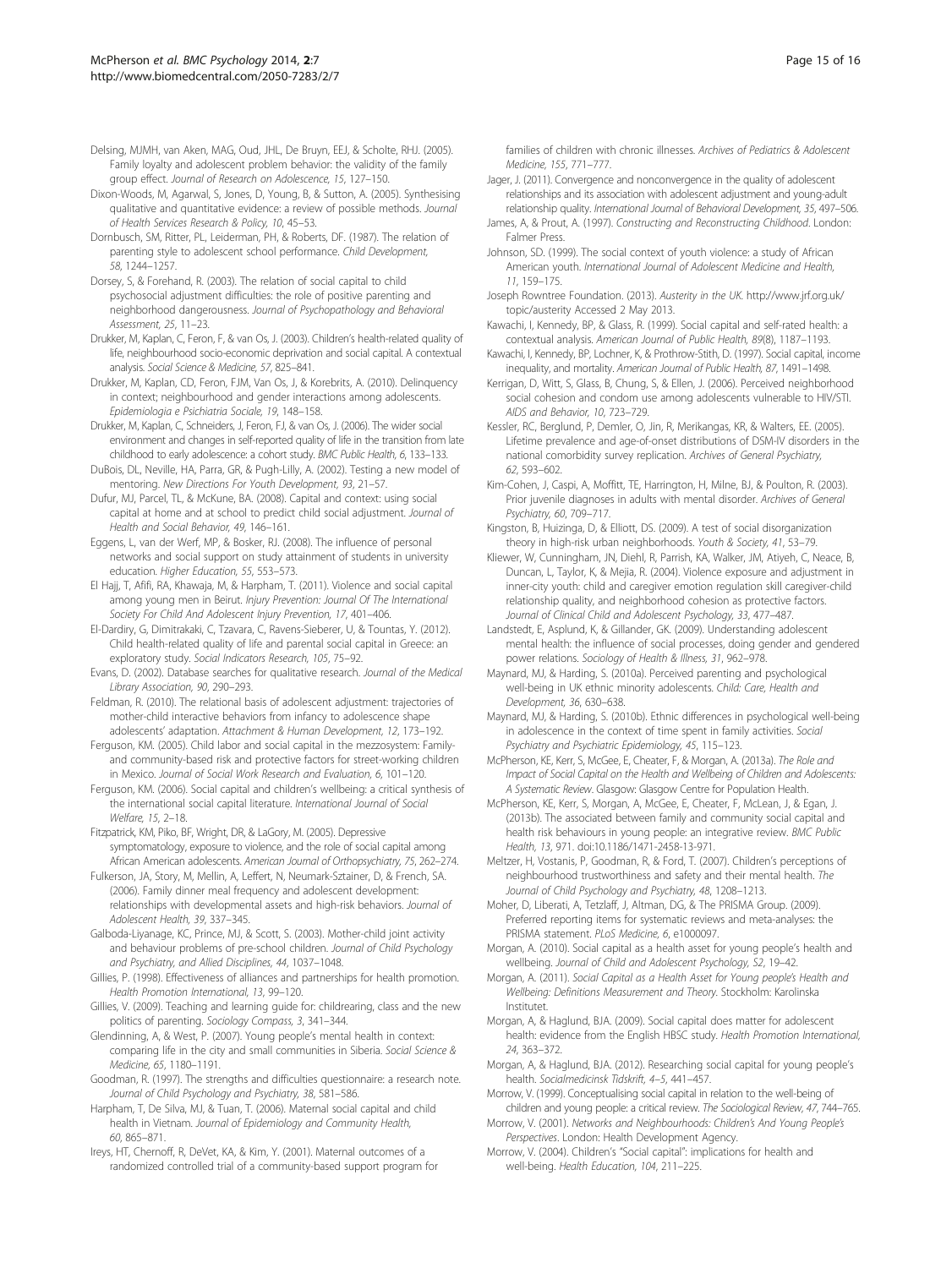Delsing, MJMH, van Aken, MAG, Oud, JHL, De Bruyn, EEJ, & Scholte, RHJ. (2005). Family loyalty and adolescent problem behavior: the validity of the family group effect. *Journal of Research on Adolescence, 15*, 127–150.

Dixon-Woods, M, Agarwal, S, Jones, D, Young, B, & Sutton, A. (2005). Synthesising qualitative and quantitative evidence: a review of possible methods. *Journal of Health Services Research & Policy, 10*, 45–53.

Dornbusch, SM, Ritter, PL, Leiderman, PH, & Roberts, DF. (1987). The relation of parenting style to adolescent school performance. *Child Development, 58*, 1244–1257.

Dorsey, S, & Forehand, R. (2003). The relation of social capital to child psychosocial adjustment difficulties: the role of positive parenting and neighborhood dangerousness. *Journal of Psychopathology and Behavioral Assessment, 25*, 11–23.

Drukker, M, Kaplan, C, Feron, F, & van Os, J. (2003). Children's health-related quality of life, neighbourhood socio-economic deprivation and social capital. A contextual analysis. *Social Science & Medicine, 57*, 825–841.

Drukker, M, Kaplan, CD, Feron, FJM, Van Os, J, & Korebrits, A. (2010). Delinquency in context; neighbourhood and gender interactions among adolescents. *Epidemiologia e Psichiatria Sociale, 19*, 148–158.

Drukker, M, Kaplan, C, Schneiders, J, Feron, FJ, & van Os, J. (2006). The wider social environment and changes in self-reported quality of life in the transition from late childhood to early adolescence: a cohort study. *BMC Public Health, 6*, 133–133.

DuBois, DL, Neville, HA, Parra, GR, & Pugh-Lilly, A. (2002). Testing a new model of mentoring. *New Directions For Youth Development, 93*, 21–57.

Dufur, MJ, Parcel, TL, & McKune, BA. (2008). Capital and context: using social capital at home and at school to predict child social adjustment. *Journal of Health and Social Behavior, 49*, 146–161.

Eggens, L, van der Werf, MP, & Bosker, RJ. (2008). The influence of personal networks and social support on study attainment of students in university education. *Higher Education, 55*, 553–573.

El Hajj, T, Afifi, RA, Khawaja, M, & Harpham, T. (2011). Violence and social capital among young men in Beirut. *Injury Prevention: Journal Of The International Society For Child And Adolescent Injury Prevention, 17*, 401–406.

El-Dardiry, G, Dimitrakaki, C, Tzavara, C, Ravens-Sieberer, U, & Tountas, Y. (2012). Child health-related quality of life and parental social capital in Greece: an exploratory study. *Social Indicators Research, 105*, 75–92.

Evans, D. (2002). Database searches for qualitative research. *Journal of the Medical Library Association, 90*, 290–293.

Feldman, R. (2010). The relational basis of adolescent adjustment: trajectories of mother-child interactive behaviors from infancy to adolescence shape adolescents' adaptation. *Attachment & Human Development, 12*, 173–192.

Ferguson, KM. (2005). Child labor and social capital in the mezzosystem: Family- and community-based risk and protective factors for street-working children in Mexico. *Journal of Social Work Research and Evaluation, 6*, 101–120.

Ferguson, KM. (2006). Social capital and children's wellbeing: a critical synthesis of the international social capital literature. *International Journal of Social Welfare, 15*, 2–18.

Fitzpatrick, KM, Piko, BF, Wright, DR, & LaGory, M. (2005). Depressive symptomatology, exposure to violence, and the role of social capital among African American adolescents. *American Journal of Orthopsychiatry, 75*, 262–274.

Fulkerson, JA, Story, M, Mellin, A, Leffert, N, Neumark-Sztainer, D, & French, SA. (2006). Family dinner meal frequency and adolescent development: relationships with developmental assets and high-risk behaviors. *Journal of Adolescent Health, 39*, 337–345.

Galboda-Liyanage, KC, Prince, MJ, & Scott, S. (2003). Mother-child joint activity and behaviour problems of pre-school children. *Journal of Child Psychology and Psychiatry, and Allied Disciplines, 44*, 1037–1048.

Gillies, P. (1998). Effectiveness of alliances and partnerships for health promotion. *Health Promotion International, 13*, 99–120.

Gillies, V. (2009). Teaching and learning guide for: childrearing, class and the new politics of parenting. *Sociology Compass, 3*, 341–344.

Glendinning, A, & West, P. (2007). Young people's mental health in context: comparing life in the city and small communities in Siberia. *Social Science & Medicine, 65*, 1180–1191.

Goodman, R. (1997). The strengths and difficulties questionnaire: a research note. *Journal of Child Psychology and Psychiatry, 38*, 581–586.

Harpham, T, De Silva, MJ, & Tuan, T. (2006). Maternal social capital and child health in Vietnam. *Journal of Epidemiology and Community Health, 60*, 865–871.

Ireys, HT, Chernoff, R, DeVet, KA, & Kim, Y. (2001). Maternal outcomes of a randomized controlled trial of a community-based support program for families of children with chronic illnesses. *Archives of Pediatrics & Adolescent Medicine, 155*, 771–777.

Jager, J. (2011). Convergence and nonconvergence in the quality of adolescent relationships and its association with adolescent adjustment and young-adult relationship quality. *International Journal of Behavioral Development, 35*, 497–506.

James, A, & Prout, A. (1997). *Constructing and Reconstructing Childhood*. London: Falmer Press.

Johnson, SD. (1999). The social context of youth violence: a study of African American youth. *International Journal of Adolescent Medicine and Health, 11*, 159–175.

Joseph Rowntree Foundation. (2013). *Austerity in the UK*. http://www.jrf.org.uk/topic/austerity Accessed 2 May 2013.

Kawachi, I, Kennedy, BP, & Glass, R. (1999). Social capital and self-rated health: a contextual analysis. *American Journal of Public Health, 89*(8), 1187–1193.

Kawachi, I, Kennedy, BP, Lochner, K, & Prothrow-Stith, D. (1997). Social capital, income inequality, and mortality. *American Journal of Public Health, 87*, 1491–1498.

Kerrigan, D, Witt, S, Glass, B, Chung, S, & Ellen, J. (2006). Perceived neighborhood social cohesion and condom use among adolescents vulnerable to HIV/STI. *AIDS and Behavior, 10*, 723–729.

Kessler, RC, Berglund, P, Demler, O, Jin, R, Merikangas, KR, & Walters, EE. (2005). Lifetime prevalence and age-of-onset distributions of DSM-IV disorders in the national comorbidity survey replication. *Archives of General Psychiatry, 62*, 593–602.

Kim-Cohen, J, Caspi, A, Moffitt, TE, Harrington, H, Milne, BJ, & Poulton, R. (2003). Prior juvenile diagnoses in adults with mental disorder. *Archives of General Psychiatry, 60*, 709–717.

Kingston, B, Huizinga, D, & Elliott, DS. (2009). A test of social disorganization theory in high-risk urban neighborhoods. *Youth & Society, 41*, 53–79.

Kliewer, W, Cunningham, JN, Diehl, R, Parrish, KA, Walker, JM, Atiyeh, C, Neace, B, Duncan, L, Taylor, K, & Mejia, R. (2004). Violence exposure and adjustment in inner-city youth: child and caregiver emotion regulation skill caregiver-child relationship quality, and neighborhood cohesion as protective factors. *Journal of Clinical Child and Adolescent Psychology, 33*, 477–487.

Landstedt, E, Asplund, K, & Gillander, GK. (2009). Understanding adolescent mental health: the influence of social processes, doing gender and gendered power relations. *Sociology of Health & Illness, 31*, 962–978.

Maynard, MJ, & Harding, S. (2010a). Perceived parenting and psychological well-being in UK ethnic minority adolescents. *Child: Care, Health and Development, 36*, 630–638.

Maynard, MJ, & Harding, S. (2010b). Ethnic differences in psychological well-being in adolescence in the context of time spent in family activities. *Social Psychiatry and Psychiatric Epidemiology, 45*, 115–123.

McPherson, KE, Kerr, S, McGee, E, Cheater, F, & Morgan, A. (2013a). *The Role and Impact of Social Capital on the Health and Wellbeing of Children and Adolescents: A Systematic Review*. Glasgow: Glasgow Centre for Population Health.

McPherson, KE, Kerr, S, Morgan, A, McGee, E, Cheater, F, McLean, J, & Egan, J. (2013b). The associated between family and community social capital and health risk behaviours in young people: an integrative review. *BMC Public Health, 13*, 971. doi:10.1186/1471-2458-13-971.

Meltzer, H, Vostanis, P, Goodman, R, & Ford, T. (2007). Children's perceptions of neighbourhood trustworthiness and safety and their mental health. *The Journal of Child Psychology and Psychiatry, 48*, 1208–1213.

Moher, D, Liberati, A, Tetzlaff, J, Altman, DG, & The PRISMA Group. (2009). Preferred reporting items for systematic reviews and meta-analyses: the PRISMA statement. *PLoS Medicine, 6*, e1000097.

Morgan, A. (2010). Social capital as a health asset for young people's health and wellbeing. *Journal of Child and Adolescent Psychology, S2*, 19–42.

Morgan, A. (2011). *Social Capital as a Health Asset for Young people's Health and Wellbeing: Definitions Measurement and Theory*. Stockholm: Karolinska Institutet.

Morgan, A, & Haglund, BJA. (2009). Social capital does matter for adolescent health: evidence from the English HBSC study. *Health Promotion International, 24*, 363–372.

Morgan, A, & Haglund, BJA. (2012). Researching social capital for young people's health. *Socialmedicinsk Tidskrift, 4–5*, 441–457.

Morrow, V. (1999). Conceptualising social capital in relation to the well-being of children and young people: a critical review. *The Sociological Review, 47*, 744–765.

Morrow, V. (2001). *Networks and Neighbourhoods: Children's And Young People's Perspectives*. London: Health Development Agency.

Morrow, V. (2004). Children's "Social capital": implications for health and well-being. *Health Education, 104*, 211–225.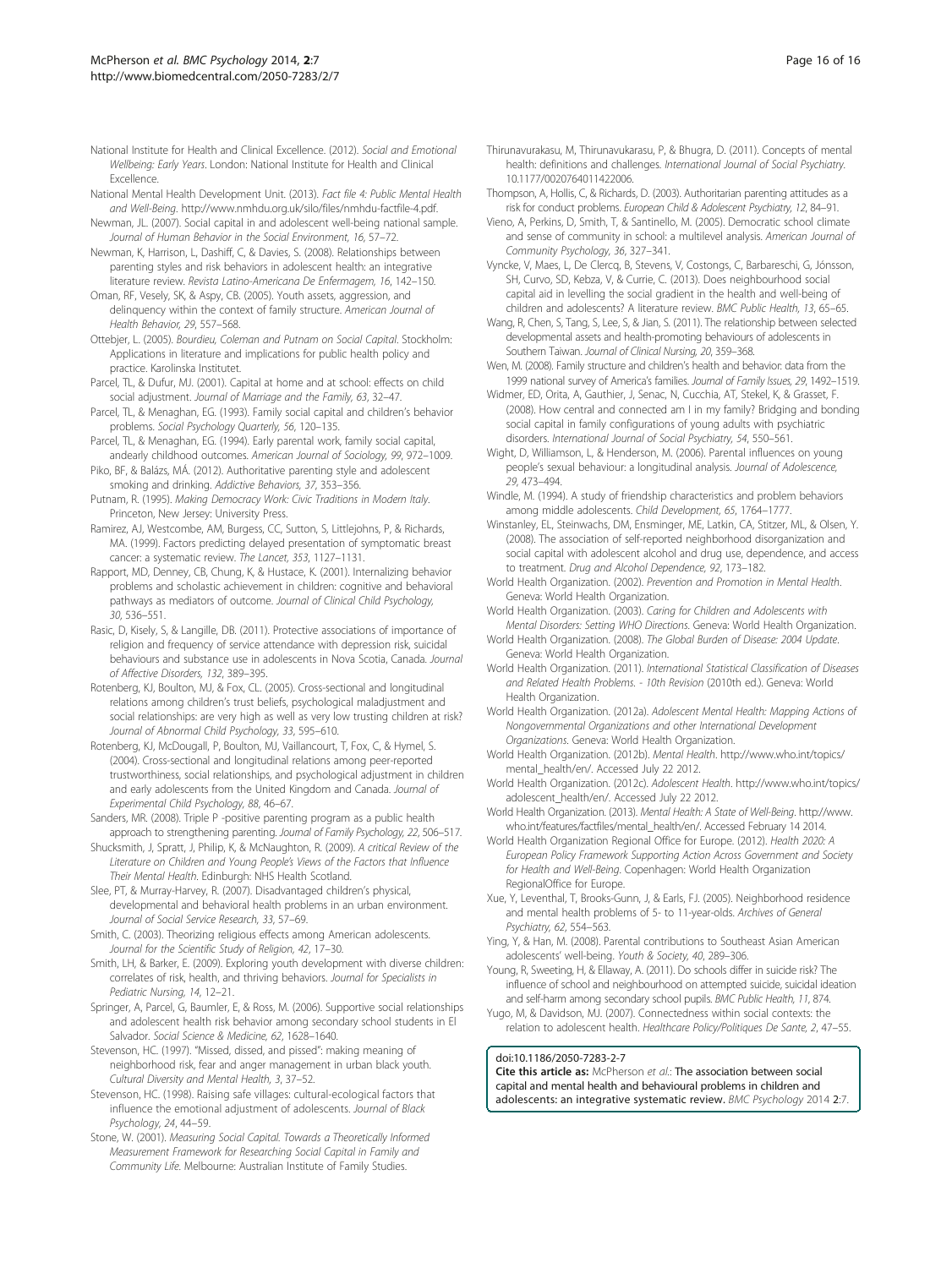National Institute for Health and Clinical Excellence. (2012). *Social and Emotional Wellbeing: Early Years*. London: National Institute for Health and Clinical Excellence.

National Mental Health Development Unit. (2013). *Fact file 4: Public Mental Health and Well-Being*. http://www.nmhdu.org.uk/silo/files/nmhdu-factfile-4.pdf.

Newman, JL. (2007). Social capital in and adolescent well-being national sample. *Journal of Human Behavior in the Social Environment, 16*, 57–72.

Newman, K, Harrison, L, Dashiff, C, & Davies, S. (2008). Relationships between parenting styles and risk behaviors in adolescent health: an integrative literature review. *Revista Latino-Americana De Enfermagem, 16*, 142–150.

Oman, RF, Vesely, SK, & Aspy, CB. (2005). Youth assets, aggression, and delinquency within the context of family structure. *American Journal of Health Behavior, 29*, 557–568.

Ottebjer, L. (2005). *Bourdieu, Coleman and Putnam on Social Capital*. Stockholm: Applications in literature and implications for public health policy and practice. Karolinska Institutet.

Parcel, TL, & Dufur, MJ. (2001). Capital at home and at school: effects on child social adjustment. *Journal of Marriage and the Family, 63*, 32–47.

Parcel, TL, & Menaghan, EG. (1993). Family social capital and children's behavior problems. *Social Psychology Quarterly, 56*, 120–135.

Parcel, TL, & Menaghan, EG. (1994). Early parental work, family social capital, andearly childhood outcomes. *American Journal of Sociology, 99*, 972–1009.

Piko, BF, & Balázs, MÁ. (2012). Authoritative parenting style and adolescent smoking and drinking. *Addictive Behaviors, 37*, 353–356.

Putnam, R. (1995). *Making Democracy Work: Civic Traditions in Modern Italy*. Princeton, New Jersey: University Press.

Ramirez, AJ, Westcombe, AM, Burgess, CC, Sutton, S, Littlejohns, P, & Richards, MA. (1999). Factors predicting delayed presentation of symptomatic breast cancer: a systematic review. *The Lancet, 353*, 1127–1131.

Rapport, MD, Denney, CB, Chung, K, & Hustace, K. (2001). Internalizing behavior problems and scholastic achievement in children: cognitive and behavioral pathways as mediators of outcome. *Journal of Clinical Child Psychology, 30*, 536–551.

Rasic, D, Kisely, S, & Langille, DB. (2011). Protective associations of importance of religion and frequency of service attendance with depression risk, suicidal behaviours and substance use in adolescents in Nova Scotia, Canada. *Journal of Affective Disorders, 132*, 389–395.

Rotenberg, KJ, Boulton, MJ, & Fox, CL. (2005). Cross-sectional and longitudinal relations among children's trust beliefs, psychological maladjustment and social relationships: are very high as well as very low trusting children at risk? *Journal of Abnormal Child Psychology, 33*, 595–610.

Rotenberg, KJ, McDougall, P, Boulton, MJ, Vaillancourt, T, Fox, C, & Hymel, S. (2004). Cross-sectional and longitudinal relations among peer-reported trustworthiness, social relationships, and psychological adjustment in children and early adolescents from the United Kingdom and Canada. *Journal of Experimental Child Psychology, 88*, 46–67.

Sanders, MR. (2008). Triple P -positive parenting program as a public health approach to strengthening parenting. *Journal of Family Psychology, 22*, 506–517.

Shucksmith, J, Spratt, J, Philip, K, & McNaughton, R. (2009). *A critical Review of the Literature on Children and Young People's Views of the Factors that Influence Their Mental Health*. Edinburgh: NHS Health Scotland.

Slee, PT, & Murray-Harvey, R. (2007). Disadvantaged children's physical, developmental and behavioral health problems in an urban environment. *Journal of Social Service Research, 33*, 57–69.

Smith, C. (2003). Theorizing religious effects among American adolescents. *Journal for the Scientific Study of Religion, 42*, 17–30.

Smith, LH, & Barker, E. (2009). Exploring youth development with diverse children: correlates of risk, health, and thriving behaviors. *Journal for Specialists in Pediatric Nursing, 14*, 12–21.

Springer, A, Parcel, G, Baumler, E, & Ross, M. (2006). Supportive social relationships and adolescent health risk behavior among secondary school students in El Salvador. *Social Science & Medicine, 62*, 1628–1640.

Stevenson, HC. (1997). "Missed, dissed, and pissed": making meaning of neighborhood risk, fear and anger management in urban black youth. *Cultural Diversity and Mental Health, 3*, 37–52.

Stevenson, HC. (1998). Raising safe villages: cultural-ecological factors that influence the emotional adjustment of adolescents. *Journal of Black Psychology, 24*, 44–59.

Stone, W. (2001). *Measuring Social Capital. Towards a Theoretically Informed Measurement Framework for Researching Social Capital in Family and Community Life*. Melbourne: Australian Institute of Family Studies.

Thirunavurakasu, M, Thirunavukarasu, P, & Bhugra, D. (2011). Concepts of mental health: definitions and challenges. *International Journal of Social Psychiatry*. 10.1177/0020764011422006.

Thompson, A, Hollis, C, & Richards, D. (2003). Authoritarian parenting attitudes as a risk for conduct problems. *European Child & Adolescent Psychiatry, 12*, 84–91.

Vieno, A, Perkins, D, Smith, T, & Santinello, M. (2005). Democratic school climate and sense of community in school: a multilevel analysis. *American Journal of Community Psychology, 36*, 327–341.

Vyncke, V, Maes, L, De Clercq, B, Stevens, V, Costongs, C, Barbareschi, G, Jónsson, SH, Curvo, SD, Kebza, V, & Currie, C. (2013). Does neighbourhood social capital aid in levelling the social gradient in the health and well-being of children and adolescents? A literature review. *BMC Public Health, 13*, 65–65.

Wang, R, Chen, S, Tang, S, Lee, S, & Jian, S. (2011). The relationship between selected developmental assets and health-promoting behaviours of adolescents in Southern Taiwan. *Journal of Clinical Nursing, 20*, 359–368.

Wen, M. (2008). Family structure and children's health and behavior: data from the 1999 national survey of America's families. *Journal of Family Issues, 29*, 1492–1519.

Widmer, ED, Orita, A, Gauthier, J, Senac, N, Cucchia, AT, Stekel, K, & Grasset, F. (2008). How central and connected am I in my family? Bridging and bonding social capital in family configurations of young adults with psychiatric disorders. *International Journal of Social Psychiatry, 54*, 550–561.

Wight, D, Williamson, L, & Henderson, M. (2006). Parental influences on young people's sexual behaviour: a longitudinal analysis. *Journal of Adolescence, 29*, 473–494.

Windle, M. (1994). A study of friendship characteristics and problem behaviors among middle adolescents. *Child Development, 65*, 1764–1777.

Winstanley, EL, Steinwachs, DM, Ensminger, ME, Latkin, CA, Stitzer, ML, & Olsen, Y. (2008). The association of self-reported neighborhood disorganization and social capital with adolescent alcohol and drug use, dependence, and access to treatment. *Drug and Alcohol Dependence, 92*, 173–182.

World Health Organization. (2002). *Prevention and Promotion in Mental Health*. Geneva: World Health Organization.

World Health Organization. (2003). *Caring for Children and Adolescents with Mental Disorders: Setting WHO Directions*. Geneva: World Health Organization.

World Health Organization. (2008). *The Global Burden of Disease: 2004 Update*. Geneva: World Health Organization.

World Health Organization. (2011). *International Statistical Classification of Diseases and Related Health Problems. - 10th Revision* (2010th ed.). Geneva: World Health Organization.

World Health Organization. (2012a). *Adolescent Mental Health: Mapping Actions of Nongovernmental Organizations and other International Development Organizations*. Geneva: World Health Organization.

World Health Organization. (2012b). *Mental Health*. http://www.who.int/topics/mental_health/en/. Accessed July 22 2012.

World Health Organization. (2012c). *Adolescent Health*. http://www.who.int/topics/adolescent_health/en/. Accessed July 22 2012.

World Health Organization. (2013). *Mental Health: A State of Well-Being*. http://www.who.int/features/factfiles/mental_health/en/. Accessed February 14 2014.

World Health Organization Regional Office for Europe. (2012). *Health 2020: A European Policy Framework Supporting Action Across Government and Society for Health and Well-Being*. Copenhagen: World Health Organization RegionalOffice for Europe.

Xue, Y, Leventhal, T, Brooks-Gunn, J, & Earls, FJ. (2005). Neighborhood residence and mental health problems of 5- to 11-year-olds. *Archives of General Psychiatry, 62*, 554–563.

Ying, Y, & Han, M. (2008). Parental contributions to Southeast Asian American adolescents' well-being. *Youth & Society, 40*, 289–306.

Young, R, Sweeting, H, & Ellaway, A. (2011). Do schools differ in suicide risk? The influence of school and neighbourhood on attempted suicide, suicidal ideation and self-harm among secondary school pupils. *BMC Public Health, 11*, 874.

Yugo, M, & Davidson, MJ. (2007). Connectedness within social contexts: the relation to adolescent health. *Healthcare Policy/Politiques De Sante, 2*, 47–55.

doi:10.1186/2050-7283-2-7

**Cite this article as:** McPherson *et al.*: **The association between social capital and mental health and behavioural problems in children and adolescents: an integrative systematic review.** *BMC Psychology* 2014 **2**:7.